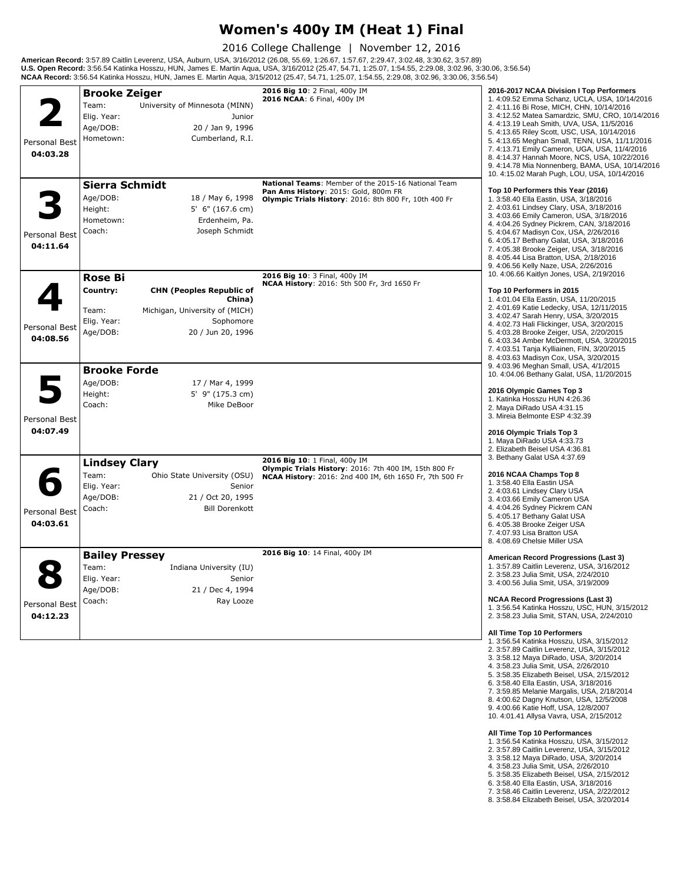# Women's 400y IM (Heat 1) Final

2016 College Challenge | November 12, 2016

**American Record:** 3:57.89 Caitlin Leverenz, USA, Auburn, USA, 3/16/2012 (26.08, 55.69, 1:26.67, 1:57.67, 2:29.47, 3:02.48, 3:30.62, 3:57.89)
**U.S. Open Record:** 3:56.54 Katinka Hosszu, HUN, James E. Martin Aqua, USA, 3/16/2012 (25.47, 54.71, 1:25.07, 1:54.55, 2:29.08, 3:02.96, 3:30.06, 3:56.54)
**NCAA Record:** 3:56.54 Katinka Hosszu, HUN, James E. Martin Aqua, 3/15/2012 (25.47, 54.71, 1:25.07, 1:54.55, 2:29.08, 3:02.96, 3:30.06, 3:56.54)

## Lane 2 — Brooke Zeiger

Personal Best: **04:03.28**

- Team: University of Minnesota (MINN)
- Elig. Year: Junior
- Age/DOB: 20 / Jan 9, 1996
- Hometown: Cumberland, R.I.

**2016 Big 10**: 2 Final, 400y IM
**2016 NCAA**: 6 Final, 400y IM

## Lane 3 — Sierra Schmidt

Personal Best: **04:11.64**

- Age/DOB: 18 / May 6, 1998
- Height: 5' 6" (167.6 cm)
- Hometown: Erdenheim, Pa.
- Coach: Joseph Schmidt

**National Teams**: Member of the 2015-16 National Team
**Pan Ams History**: 2015: Gold, 800m FR
**Olympic Trials History**: 2016: 8th 800 Fr, 10th 400 Fr

## Lane 4 — Rose Bi

Personal Best: **04:08.56**

- Country: CHN (Peoples Republic of China)
- Team: Michigan, University of (MICH)
- Elig. Year: Sophomore
- Age/DOB: 20 / Jun 20, 1996

**2016 Big 10**: 3 Final, 400y IM
**NCAA History**: 2016: 5th 500 Fr, 3rd 1650 Fr

## Lane 5 — Brooke Forde

Personal Best: **04:07.49**

- Age/DOB: 17 / Mar 4, 1999
- Height: 5' 9" (175.3 cm)
- Coach: Mike DeBoor

## Lane 6 — Lindsey Clary

Personal Best: **04:03.61**

- Team: Ohio State University (OSU)
- Elig. Year: Senior
- Age/DOB: 21 / Oct 20, 1995
- Coach: Bill Dorenkott

**2016 Big 10**: 1 Final, 400y IM
**Olympic Trials History**: 2016: 7th 400 IM, 15th 800 Fr
**NCAA History**: 2016: 2nd 400 IM, 6th 1650 Fr, 7th 500 Fr

## Lane 8 — Bailey Pressey

Personal Best: **04:12.23**

- Team: Indiana University (IU)
- Elig. Year: Senior
- Age/DOB: 21 / Dec 4, 1994
- Coach: Ray Looze

**2016 Big 10**: 14 Final, 400y IM

---

**2016-2017 NCAA Division I Top Performers**
1. 4:09.52 Emma Schanz, UCLA, USA, 10/14/2016
2. 4:11.16 Bi Rose, MICH, CHN, 10/14/2016
3. 4:12.52 Matea Samardzic, SMU, CRO, 10/14/2016
4. 4:13.19 Leah Smith, UVA, USA, 11/5/2016
5. 4:13.65 Riley Scott, USC, USA, 10/14/2016
5. 4:13.65 Meghan Small, TENN, USA, 11/11/2016
7. 4:13.71 Emily Cameron, UGA, USA, 11/4/2016
8. 4:14.37 Hannah Moore, NCS, USA, 10/22/2016
9. 4:14.78 Mia Nonnenberg, BAMA, USA, 10/14/2016
10. 4:15.02 Marah Pugh, LOU, USA, 10/14/2016

**Top 10 Performers this Year (2016)**
1. 3:58.40 Ella Eastin, USA, 3/18/2016
2. 4:03.61 Lindsey Clary, USA, 3/18/2016
3. 4:03.66 Emily Cameron, USA, 3/18/2016
4. 4:04.26 Sydney Pickrem, CAN, 3/18/2016
5. 4:04.67 Madisyn Cox, USA, 2/26/2016
6. 4:05.17 Bethany Galat, USA, 3/18/2016
7. 4:05.38 Brooke Zeiger, USA, 3/18/2016
8. 4:05.44 Lisa Bratton, USA, 2/18/2016
9. 4:06.56 Kelly Naze, USA, 2/26/2016
10. 4:06.66 Kaitlyn Jones, USA, 2/19/2016

**Top 10 Performers in 2015**
1. 4:01.04 Ella Eastin, USA, 11/20/2015
2. 4:01.69 Katie Ledecky, USA, 12/11/2015
3. 4:02.47 Sarah Henry, USA, 3/20/2015
4. 4:02.73 Hali Flickinger, USA, 3/20/2015
5. 4:03.28 Brooke Zeiger, USA, 2/20/2015
6. 4:03.34 Amber McDermott, USA, 3/20/2015
7. 4:03.51 Tanja Kylliainen, FIN, 3/20/2015
8. 4:03.63 Madisyn Cox, USA, 3/20/2015
9. 4:03.96 Meghan Small, USA, 4/1/2015
10. 4:04.06 Bethany Galat, USA, 11/20/2015

**2016 Olympic Games Top 3**
1. Katinka Hosszu HUN 4:26.36
2. Maya DiRado USA 4:31.15
3. Mireia Belmonte ESP 4:32.39

**2016 Olympic Trials Top 3**
1. Maya DiRado USA 4:33.73
2. Elizabeth Beisel USA 4:36.81
3. Bethany Galat USA 4:37.69

**2016 NCAA Champs Top 8**
1. 3:58.40 Ella Eastin USA
2. 4:03.61 Lindsey Clary USA
3. 4:03.66 Emily Cameron USA
4. 4:04.26 Sydney Pickrem CAN
5. 4:05.17 Bethany Galat USA
6. 4:05.38 Brooke Zeiger USA
7. 4:07.93 Lisa Bratton USA
8. 4:08.69 Chelsie Miller USA

**American Record Progressions (Last 3)**
1. 3:57.89 Caitlin Leverenz, USA, 3/16/2012
2. 3:58.23 Julia Smit, USA, 2/24/2010
3. 4:00.56 Julia Smit, USA, 3/19/2009

**NCAA Record Progressions (Last 3)**
1. 3:56.54 Katinka Hosszu, USC, HUN, 3/15/2012
2. 3:58.23 Julia Smit, STAN, USA, 2/24/2010

**All Time Top 10 Performers**
1. 3:56.54 Katinka Hosszu, USA, 3/15/2012
2. 3:57.89 Caitlin Leverenz, USA, 3/15/2012
3. 3:58.12 Maya DiRado, USA, 3/20/2014
4. 3:58.23 Julia Smit, USA, 2/26/2010
5. 3:58.35 Elizabeth Beisel, USA, 2/15/2012
6. 3:58.40 Ella Eastin, USA, 3/18/2016
7. 3:59.85 Melanie Margalis, USA, 2/18/2014
8. 4:00.62 Dagny Knutson, USA, 12/5/2008
9. 4:00.66 Katie Hoff, USA, 12/8/2007
10. 4:01.41 Allysa Vavra, USA, 2/15/2012

**All Time Top 10 Performances**
1. 3:56.54 Katinka Hosszu, USA, 3/15/2012
2. 3:57.89 Caitlin Leverenz, USA, 3/15/2012
3. 3:58.12 Maya DiRado, USA, 3/20/2014
4. 3:58.23 Julia Smit, USA, 2/26/2010
5. 3:58.35 Elizabeth Beisel, USA, 2/15/2012
6. 3:58.40 Ella Eastin, USA, 3/18/2016
7. 3:58.46 Caitlin Leverenz, USA, 2/22/2012
8. 3:58.84 Elizabeth Beisel, USA, 3/20/2014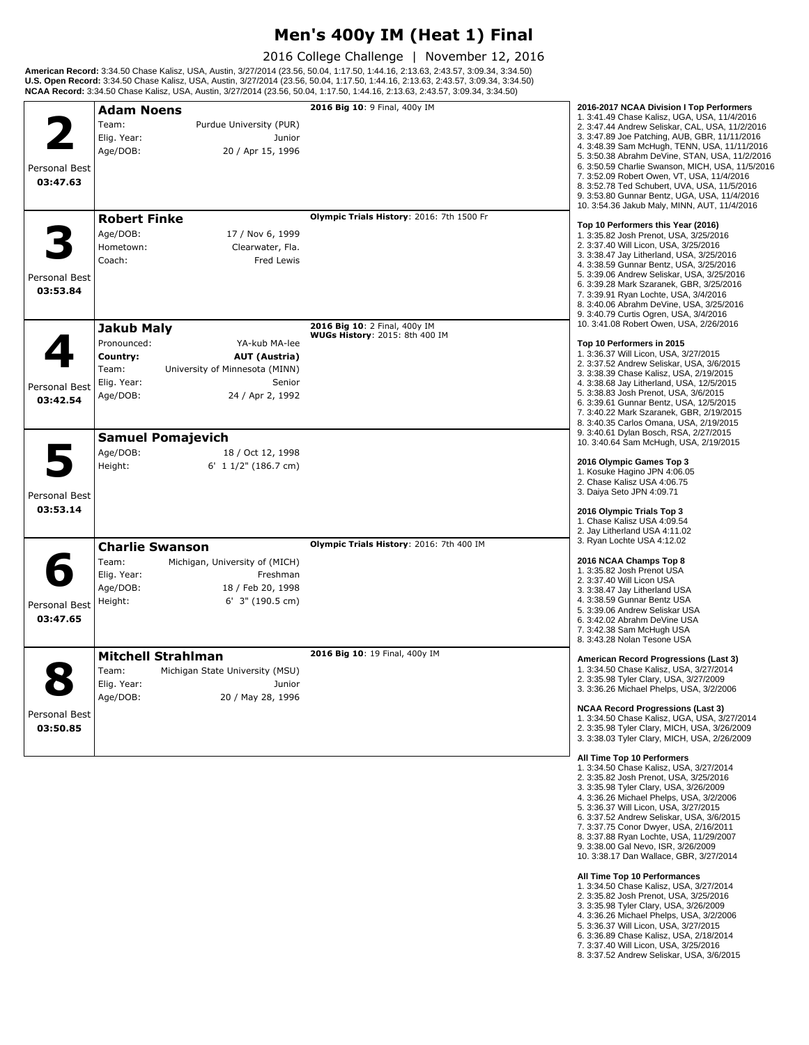# Men's 400y IM (Heat 1) Final

2016 College Challenge | November 12, 2016

**American Record:** 3:34.50 Chase Kalisz, USA, Austin, 3/27/2014 (23.56, 50.04, 1:17.50, 1:44.16, 2:13.63, 2:43.57, 3:09.34, 3:34.50)
**U.S. Open Record:** 3:34.50 Chase Kalisz, USA, Austin, 3/27/2014 (23.56, 50.04, 1:17.50, 1:44.16, 2:13.63, 2:43.57, 3:09.34, 3:34.50)
**NCAA Record:** 3:34.50 Chase Kalisz, USA, Austin, 3/27/2014 (23.56, 50.04, 1:17.50, 1:44.16, 2:13.63, 2:43.57, 3:09.34, 3:34.50)

## Lane 2 — Adam Noens

Personal Best: **03:47.63**

| | |
|---|---|
| Team: | Purdue University (PUR) |
| Elig. Year: | Junior |
| Age/DOB: | 20 / Apr 15, 1996 |

**2016 Big 10**: 9 Final, 400y IM

## Lane 3 — Robert Finke

Personal Best: **03:53.84**

| | |
|---|---|
| Age/DOB: | 17 / Nov 6, 1999 |
| Hometown: | Clearwater, Fla. |
| Coach: | Fred Lewis |

**Olympic Trials History**: 2016: 7th 1500 Fr

## Lane 4 — Jakub Maly

Personal Best: **03:42.54**

| | |
|---|---|
| Pronounced: | YA-kub MA-lee |
| **Country:** | **AUT (Austria)** |
| Team: | University of Minnesota (MINN) |
| Elig. Year: | Senior |
| Age/DOB: | 24 / Apr 2, 1992 |

**2016 Big 10**: 2 Final, 400y IM
**WUGs History**: 2015: 8th 400 IM

## Lane 5 — Samuel Pomajevich

Personal Best: **03:53.14**

| | |
|---|---|
| Age/DOB: | 18 / Oct 12, 1998 |
| Height: | 6' 1 1/2" (186.7 cm) |

## Lane 6 — Charlie Swanson

Personal Best: **03:47.65**

| | |
|---|---|
| Team: | Michigan, University of (MICH) |
| Elig. Year: | Freshman |
| Age/DOB: | 18 / Feb 20, 1998 |
| Height: | 6' 3" (190.5 cm) |

**Olympic Trials History**: 2016: 7th 400 IM

## Lane 8 — Mitchell Strahlman

Personal Best: **03:50.85**

| | |
|---|---|
| Team: | Michigan State University (MSU) |
| Elig. Year: | Junior |
| Age/DOB: | 20 / May 28, 1996 |

**2016 Big 10**: 19 Final, 400y IM

---

**2016-2017 NCAA Division I Top Performers**
1. 3:41.49 Chase Kalisz, UGA, USA, 11/4/2016
2. 3:47.44 Andrew Seliskar, CAL, USA, 11/2/2016
3. 3:47.89 Joe Patching, AUB, GBR, 11/11/2016
4. 3:48.39 Sam McHugh, TENN, USA, 11/11/2016
5. 3:50.38 Abrahm DeVine, STAN, USA, 11/2/2016
6. 3:50.59 Charlie Swanson, MICH, USA, 11/5/2016
7. 3:52.09 Robert Owen, VT, USA, 11/4/2016
8. 3:52.78 Ted Schubert, UVA, USA, 11/5/2016
9. 3:53.80 Gunnar Bentz, UGA, USA, 11/4/2016
10. 3:54.36 Jakub Maly, MINN, AUT, 11/4/2016

**Top 10 Performers this Year (2016)**
1. 3:35.82 Josh Prenot, USA, 3/25/2016
2. 3:37.40 Will Licon, USA, 3/25/2016
3. 3:38.47 Jay Litherland, USA, 3/25/2016
4. 3:38.59 Gunnar Bentz, USA, 3/25/2016
5. 3:39.06 Andrew Seliskar, USA, 3/25/2016
6. 3:39.28 Mark Szaranek, GBR, 3/25/2016
7. 3:39.91 Ryan Lochte, USA, 3/4/2016
8. 3:40.06 Abrahm DeVine, USA, 3/25/2016
9. 3:40.79 Curtis Ogren, USA, 3/4/2016
10. 3:41.08 Robert Owen, USA, 2/26/2016

**Top 10 Performers in 2015**
1. 3:36.37 Will Licon, USA, 3/27/2015
2. 3:37.52 Andrew Seliskar, USA, 3/6/2015
3. 3:38.39 Chase Kalisz, USA, 2/19/2015
4. 3:38.68 Jay Litherland, USA, 12/5/2015
5. 3:38.83 Josh Prenot, USA, 3/6/2015
6. 3:39.61 Gunnar Bentz, USA, 12/5/2015
7. 3:40.22 Mark Szaranek, GBR, 2/19/2015
8. 3:40.35 Carlos Omana, USA, 2/19/2015
9. 3:40.61 Dylan Bosch, RSA, 2/27/2015
10. 3:40.64 Sam McHugh, USA, 2/19/2015

**2016 Olympic Games Top 3**
1. Kosuke Hagino JPN 4:06.05
2. Chase Kalisz USA 4:06.75
3. Daiya Seto JPN 4:09.71

**2016 Olympic Trials Top 3**
1. Chase Kalisz USA 4:09.54
2. Jay Litherland USA 4:11.02
3. Ryan Lochte USA 4:12.02

**2016 NCAA Champs Top 8**
1. 3:35.82 Josh Prenot USA
2. 3:37.40 Will Licon USA
3. 3:38.47 Jay Litherland USA
4. 3:38.59 Gunnar Bentz USA
5. 3:39.06 Andrew Seliskar USA
6. 3:42.02 Abrahm DeVine USA
7. 3:42.38 Sam McHugh USA
8. 3:43.28 Nolan Tesone USA

**American Record Progressions (Last 3)**
1. 3:34.50 Chase Kalisz, USA, 3/27/2014
2. 3:35.98 Tyler Clary, USA, 3/27/2009
3. 3:36.26 Michael Phelps, USA, 3/2/2006

**NCAA Record Progressions (Last 3)**
1. 3:34.50 Chase Kalisz, UGA, USA, 3/27/2014
2. 3:35.98 Tyler Clary, MICH, USA, 3/26/2009
3. 3:38.03 Tyler Clary, MICH, USA, 2/26/2009

**All Time Top 10 Performers**
1. 3:34.50 Chase Kalisz, USA, 3/27/2014
2. 3:35.82 Josh Prenot, USA, 3/25/2016
3. 3:35.98 Tyler Clary, USA, 3/26/2009
4. 3:36.26 Michael Phelps, USA, 3/2/2006
5. 3:36.37 Will Licon, USA, 3/27/2015
6. 3:37.52 Andrew Seliskar, USA, 3/6/2015
7. 3:37.75 Conor Dwyer, USA, 2/16/2011
8. 3:37.88 Ryan Lochte, USA, 11/29/2007
9. 3:38.00 Gal Nevo, ISR, 3/26/2009
10. 3:38.17 Dan Wallace, GBR, 3/27/2014

**All Time Top 10 Performances**
1. 3:34.50 Chase Kalisz, USA, 3/27/2014
2. 3:35.82 Josh Prenot, USA, 3/25/2016
3. 3:35.98 Tyler Clary, USA, 3/26/2009
4. 3:36.26 Michael Phelps, USA, 3/2/2006
5. 3:36.37 Will Licon, USA, 3/27/2015
6. 3:36.89 Chase Kalisz, USA, 2/18/2014
7. 3:37.40 Will Licon, USA, 3/25/2016
8. 3:37.52 Andrew Seliskar, USA, 3/6/2015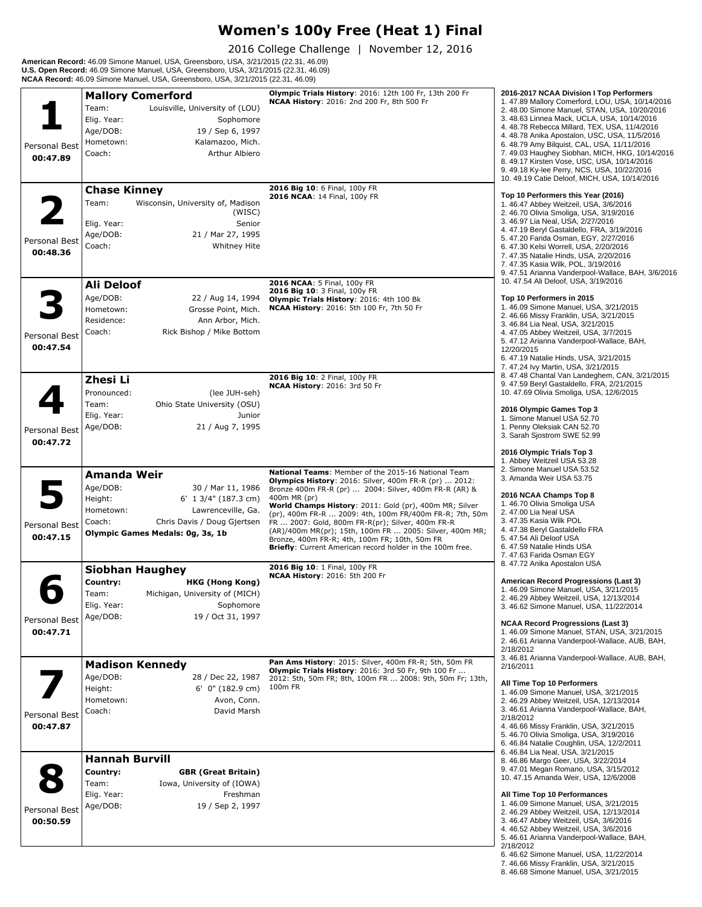# Women's 100y Free (Heat 1) Final

2016 College Challenge | November 12, 2016

**American Record:** 46.09 Simone Manuel, USA, Greensboro, USA, 3/21/2015 (22.31, 46.09)
**U.S. Open Record:** 46.09 Simone Manuel, USA, Greensboro, USA, 3/21/2015 (22.31, 46.09)
**NCAA Record:** 46.09 Simone Manuel, USA, Greensboro, USA, 3/21/2015 (22.31, 46.09)

## 1 — Mallory Comerford

Personal Best **00:47.89**

- Team: Louisville, University of (LOU)
- Elig. Year: Sophomore
- Age/DOB: 19 / Sep 6, 1997
- Hometown: Kalamazoo, Mich.
- Coach: Arthur Albiero

**Olympic Trials History**: 2016: 12th 100 Fr, 13th 200 Fr
**NCAA History**: 2016: 2nd 200 Fr, 8th 500 Fr

## 2 — Chase Kinney

Personal Best **00:48.36**

- Team: Wisconsin, University of, Madison (WISC)
- Elig. Year: Senior
- Age/DOB: 21 / Mar 27, 1995
- Coach: Whitney Hite

**2016 Big 10**: 6 Final, 100y FR
**2016 NCAA**: 14 Final, 100y FR

## 3 — Ali Deloof

Personal Best **00:47.54**

- Age/DOB: 22 / Aug 14, 1994
- Hometown: Grosse Point, Mich.
- Residence: Ann Arbor, Mich.
- Coach: Rick Bishop / Mike Bottom

**2016 NCAA**: 5 Final, 100y FR
**2016 Big 10**: 3 Final, 100y FR
**Olympic Trials History**: 2016: 4th 100 Bk
**NCAA History**: 2016: 5th 100 Fr, 7th 50 Fr

## 4 — Zhesi Li

Personal Best **00:47.72**

- Pronounced: (lee JUH-seh)
- Team: Ohio State University (OSU)
- Elig. Year: Junior
- Age/DOB: 21 / Aug 7, 1995

**2016 Big 10**: 2 Final, 100y FR
**NCAA History**: 2016: 3rd 50 Fr

## 5 — Amanda Weir

Personal Best **00:47.15**

- Age/DOB: 30 / Mar 11, 1986
- Height: 6' 1 3/4" (187.3 cm)
- Hometown: Lawrenceville, Ga.
- Coach: Chris Davis / Doug Gjertsen
- **Olympic Games Medals: 0g, 3s, 1b**

**National Teams**: Member of the 2015-16 National Team
**Olympics History**: 2016: Silver, 400m FR-R (pr) ... 2012: Bronze 400m FR-R (pr) ... 2004: Silver, 400m FR-R (AR) & 400m MR (pr)
**World Champs History**: 2011: Gold (pr), 400m MR; Silver (pr), 400m FR-R ... 2009: 4th, 100m FR/400m FR-R; 7th, 50m FR ... 2007: Gold, 800m FR-R(pr); Silver, 400m FR-R (AR)/400m MR(pr); 15th, 100m FR ... 2005: Silver, 400m MR; Bronze, 400m FR-R; 4th, 100m FR; 10th, 50m FR
**Briefly**: Current American record holder in the 100m free.

## 6 — Siobhan Haughey

Personal Best **00:47.71**

- **Country: HKG (Hong Kong)**
- Team: Michigan, University of (MICH)
- Elig. Year: Sophomore
- Age/DOB: 19 / Oct 31, 1997

**2016 Big 10**: 1 Final, 100y FR
**NCAA History**: 2016: 5th 200 Fr

## 7 — Madison Kennedy

Personal Best **00:47.87**

- Age/DOB: 28 / Dec 22, 1987
- Height: 6' 0" (182.9 cm)
- Hometown: Avon, Conn.
- Coach: David Marsh

**Pan Ams History**: 2015: Silver, 400m FR-R; 5th, 50m FR
**Olympic Trials History**: 2016: 3rd 50 Fr, 9th 100 Fr ... 2012: 5th, 50m FR; 8th, 100m FR ... 2008: 9th, 50m Fr; 13th, 100m FR

## 8 — Hannah Burvill

Personal Best **00:50.59**

- **Country: GBR (Great Britain)**
- Team: Iowa, University of (IOWA)
- Elig. Year: Freshman
- Age/DOB: 19 / Sep 2, 1997

---

**2016-2017 NCAA Division I Top Performers**
1. 47.89 Mallory Comerford, LOU, USA, 10/14/2016
2. 48.00 Simone Manuel, STAN, USA, 10/20/2016
3. 48.63 Linnea Mack, UCLA, USA, 10/14/2016
4. 48.78 Rebecca Millard, TEX, USA, 11/4/2016
4. 48.78 Anika Apostalon, USC, USA, 11/5/2016
6. 48.79 Amy Bilquist, CAL, USA, 11/11/2016
7. 49.03 Haughey Siobhan, MICH, HKG, 10/14/2016
8. 49.17 Kirsten Vose, USC, USA, 10/14/2016
9. 49.18 Ky-lee Perry, NCS, USA, 10/22/2016
10. 49.19 Catie Deloof, MICH, USA, 10/14/2016

**Top 10 Performers this Year (2016)**
1. 46.47 Abbey Weitzeil, USA, 3/6/2016
2. 46.70 Olivia Smoliga, USA, 3/19/2016
3. 46.97 Lia Neal, USA, 2/27/2016
4. 47.19 Beryl Gastaldello, FRA, 3/19/2016
5. 47.20 Farida Osman, EGY, 2/27/2016
6. 47.30 Kelsi Worrell, USA, 2/20/2016
7. 47.35 Natalie Hinds, USA, 2/20/2016
7. 47.35 Kasia Wilk, POL, 3/19/2016
9. 47.51 Arianna Vanderpool-Wallace, BAH, 3/6/2016
10. 47.54 Ali Deloof, USA, 3/19/2016

**Top 10 Performers in 2015**
1. 46.09 Simone Manuel, USA, 3/21/2015
2. 46.66 Missy Franklin, USA, 3/21/2015
3. 46.84 Lia Neal, USA, 3/21/2015
4. 47.05 Abbey Weitzeil, USA, 3/7/2015
5. 47.12 Arianna Vanderpool-Wallace, BAH, 12/20/2015
6. 47.19 Natalie Hinds, USA, 3/21/2015
7. 47.24 Ivy Martin, USA, 3/21/2015
8. 47.48 Chantal Van Landeghem, CAN, 3/21/2015
9. 47.59 Beryl Gastaldello, FRA, 2/21/2015
10. 47.69 Olivia Smoliga, USA, 12/6/2015

**2016 Olympic Games Top 3**
1. Simone Manuel USA 52.70
1. Penny Oleksiak CAN 52.70
3. Sarah Sjostrom SWE 52.99

**2016 Olympic Trials Top 3**
1. Abbey Weitzeil USA 53.28
2. Simone Manuel USA 53.52
3. Amanda Weir USA 53.75

**2016 NCAA Champs Top 8**
1. 46.70 Olivia Smoliga USA
2. 47.00 Lia Neal USA
3. 47.35 Kasia Wilk POL
4. 47.38 Beryl Gastaldello FRA
5. 47.54 Ali Deloof USA
6. 47.59 Natalie Hinds USA
7. 47.63 Farida Osman EGY
8. 47.72 Anika Apostalon USA

**American Record Progressions (Last 3)**
1. 46.09 Simone Manuel, USA, 3/21/2015
2. 46.29 Abbey Weitzeil, USA, 12/13/2014
3. 46.62 Simone Manuel, USA, 11/22/2014

**NCAA Record Progressions (Last 3)**
1. 46.09 Simone Manuel, STAN, USA, 3/21/2015
2. 46.61 Arianna Vanderpool-Wallace, AUB, BAH, 2/18/2012
3. 46.81 Arianna Vanderpool-Wallace, AUB, BAH, 2/16/2011

**All Time Top 10 Performers**
1. 46.09 Simone Manuel, USA, 3/21/2015
2. 46.29 Abbey Weitzeil, USA, 12/13/2014
3. 46.61 Arianna Vanderpool-Wallace, BAH, 2/18/2012
4. 46.66 Missy Franklin, USA, 3/21/2015
5. 46.70 Olivia Smoliga, USA, 3/19/2016
6. 46.84 Natalie Coughlin, USA, 12/2/2011
6. 46.84 Lia Neal, USA, 3/21/2015
8. 46.86 Margo Geer, USA, 3/22/2014
9. 47.01 Megan Romano, USA, 3/15/2012
10. 47.15 Amanda Weir, USA, 12/6/2008

**All Time Top 10 Performances**
1. 46.09 Simone Manuel, USA, 3/21/2015
2. 46.29 Abbey Weitzeil, USA, 12/13/2014
3. 46.47 Abbey Weitzeil, USA, 3/6/2016
4. 46.52 Abbey Weitzeil, USA, 3/6/2016
5. 46.61 Arianna Vanderpool-Wallace, BAH, 2/18/2012
6. 46.62 Simone Manuel, USA, 11/22/2014
7. 46.66 Missy Franklin, USA, 3/21/2015
8. 46.68 Simone Manuel, USA, 3/21/2015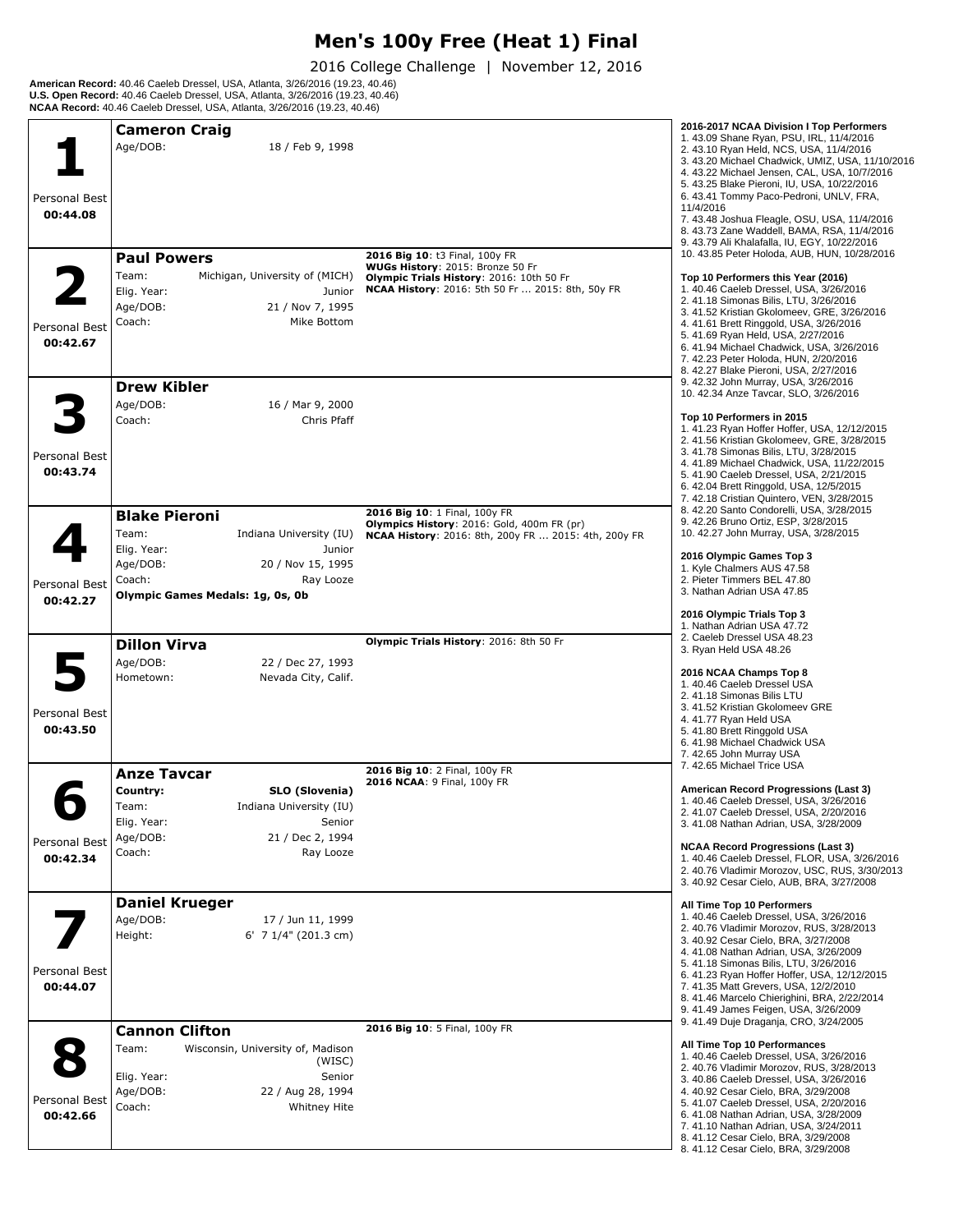# Men's 100y Free (Heat 1) Final

2016 College Challenge | November 12, 2016

**American Record:** 40.46 Caeleb Dressel, USA, Atlanta, 3/26/2016 (19.23, 40.46)
**U.S. Open Record:** 40.46 Caeleb Dressel, USA, Atlanta, 3/26/2016 (19.23, 40.46)
**NCAA Record:** 40.46 Caeleb Dressel, USA, Atlanta, 3/26/2016 (19.23, 40.46)

## 1 — Cameron Craig

Personal Best: **00:44.08**

- Age/DOB: 18 / Feb 9, 1998

## 2 — Paul Powers

Personal Best: **00:42.67**

- Team: Michigan, University of (MICH)
- Elig. Year: Junior
- Age/DOB: 21 / Nov 7, 1995
- Coach: Mike Bottom

**2016 Big 10**: t3 Final, 100y FR
**WUGs History**: 2015: Bronze 50 Fr
**Olympic Trials History**: 2016: 10th 50 Fr
**NCAA History**: 2016: 5th 50 Fr ... 2015: 8th, 50y FR

## 3 — Drew Kibler

Personal Best: **00:43.74**

- Age/DOB: 16 / Mar 9, 2000
- Coach: Chris Pfaff

## 4 — Blake Pieroni

Personal Best: **00:42.27**

- Team: Indiana University (IU)
- Elig. Year: Junior
- Age/DOB: 20 / Nov 15, 1995
- Coach: Ray Looze

**Olympic Games Medals: 1g, 0s, 0b**

**2016 Big 10**: 1 Final, 100y FR
**Olympics History**: 2016: Gold, 400m FR (pr)
**NCAA History**: 2016: 8th, 200y FR ... 2015: 4th, 200y FR

## 5 — Dillon Virva

Personal Best: **00:43.50**

- Age/DOB: 22 / Dec 27, 1993
- Hometown: Nevada City, Calif.

**Olympic Trials History**: 2016: 8th 50 Fr

## 6 — Anze Tavcar

Personal Best: **00:42.34**

- **Country: SLO (Slovenia)**
- Team: Indiana University (IU)
- Elig. Year: Senior
- Age/DOB: 21 / Dec 2, 1994
- Coach: Ray Looze

**2016 Big 10**: 2 Final, 100y FR
**2016 NCAA**: 9 Final, 100y FR

## 7 — Daniel Krueger

Personal Best: **00:44.07**

- Age/DOB: 17 / Jun 11, 1999
- Height: 6' 7 1/4" (201.3 cm)

## 8 — Cannon Clifton

Personal Best: **00:42.66**

- Team: Wisconsin, University of, Madison (WISC)
- Elig. Year: Senior
- Age/DOB: 22 / Aug 28, 1994
- Coach: Whitney Hite

**2016 Big 10**: 5 Final, 100y FR

---

**2016-2017 NCAA Division I Top Performers**
1. 43.09 Shane Ryan, PSU, IRL, 11/4/2016
2. 43.10 Ryan Held, NCS, USA, 11/4/2016
3. 43.20 Michael Chadwick, UMIZ, USA, 11/10/2016
4. 43.22 Michael Jensen, CAL, USA, 10/7/2016
5. 43.25 Blake Pieroni, IU, USA, 10/22/2016
6. 43.41 Tommy Paco-Pedroni, UNLV, FRA, 11/4/2016
7. 43.48 Joshua Fleagle, OSU, USA, 11/4/2016
8. 43.73 Zane Waddell, BAMA, RSA, 11/4/2016
9. 43.79 Ali Khalafalla, IU, EGY, 10/22/2016
10. 43.85 Peter Holoda, AUB, HUN, 10/28/2016

**Top 10 Performers this Year (2016)**
1. 40.46 Caeleb Dressel, USA, 3/26/2016
2. 41.18 Simonas Bilis, LTU, 3/26/2016
3. 41.52 Kristian Gkolomeev, GRE, 3/26/2016
4. 41.61 Brett Ringgold, USA, 3/26/2016
5. 41.69 Ryan Held, USA, 2/27/2016
6. 41.94 Michael Chadwick, USA, 3/26/2016
7. 42.23 Peter Holoda, HUN, 2/20/2016
8. 42.27 Blake Pieroni, USA, 2/27/2016
9. 42.32 John Murray, USA, 3/26/2016
10. 42.34 Anze Tavcar, SLO, 3/26/2016

**Top 10 Performers in 2015**
1. 41.23 Ryan Hoffer Hoffer, USA, 12/12/2015
2. 41.56 Kristian Gkolomeev, GRE, 3/28/2015
3. 41.78 Simonas Bilis, LTU, 3/28/2015
4. 41.89 Michael Chadwick, USA, 11/22/2015
5. 41.90 Caeleb Dressel, USA, 2/21/2015
6. 42.04 Brett Ringgold, USA, 12/5/2015
7. 42.18 Cristian Quintero, VEN, 3/28/2015
8. 42.20 Santo Condorelli, USA, 3/28/2015
9. 42.26 Bruno Ortiz, ESP, 3/28/2015
10. 42.27 John Murray, USA, 3/28/2015

**2016 Olympic Games Top 3**
1. Kyle Chalmers AUS 47.58
2. Pieter Timmers BEL 47.80
3. Nathan Adrian USA 47.85

**2016 Olympic Trials Top 3**
1. Nathan Adrian USA 47.72
2. Caeleb Dressel USA 48.23
3. Ryan Held USA 48.26

**2016 NCAA Champs Top 8**
1. 40.46 Caeleb Dressel USA
2. 41.18 Simonas Bilis LTU
3. 41.52 Kristian Gkolomeev GRE
4. 41.77 Ryan Held USA
5. 41.80 Brett Ringgold USA
6. 41.98 Michael Chadwick USA
7. 42.65 John Murray USA
7. 42.65 Michael Trice USA

**American Record Progressions (Last 3)**
1. 40.46 Caeleb Dressel, USA, 3/26/2016
2. 41.07 Caeleb Dressel, USA, 2/20/2016
3. 41.08 Nathan Adrian, USA, 3/28/2009

**NCAA Record Progressions (Last 3)**
1. 40.46 Caeleb Dressel, FLOR, USA, 3/26/2016
2. 40.76 Vladimir Morozov, USC, RUS, 3/30/2013
3. 40.92 Cesar Cielo, AUB, BRA, 3/27/2008

**All Time Top 10 Performers**
1. 40.46 Caeleb Dressel, USA, 3/26/2016
2. 40.76 Vladimir Morozov, RUS, 3/28/2013
3. 40.92 Cesar Cielo, BRA, 3/27/2008
4. 41.08 Nathan Adrian, USA, 3/26/2009
5. 41.18 Simonas Bilis, LTU, 3/26/2016
6. 41.23 Ryan Hoffer Hoffer, USA, 12/12/2015
7. 41.35 Matt Grevers, USA, 12/2/2010
8. 41.46 Marcelo Chierighini, BRA, 2/22/2014
9. 41.49 James Feigen, USA, 3/26/2009
9. 41.49 Duje Draganja, CRO, 3/24/2005

**All Time Top 10 Performances**
1. 40.46 Caeleb Dressel, USA, 3/26/2016
2. 40.76 Vladimir Morozov, RUS, 3/28/2013
3. 40.86 Caeleb Dressel, USA, 3/26/2016
4. 40.92 Cesar Cielo, BRA, 3/29/2008
5. 41.07 Caeleb Dressel, USA, 2/20/2016
6. 41.08 Nathan Adrian, USA, 3/28/2009
7. 41.10 Nathan Adrian, USA, 3/24/2011
8. 41.12 Cesar Cielo, BRA, 3/29/2008
8. 41.12 Cesar Cielo, BRA, 3/29/2008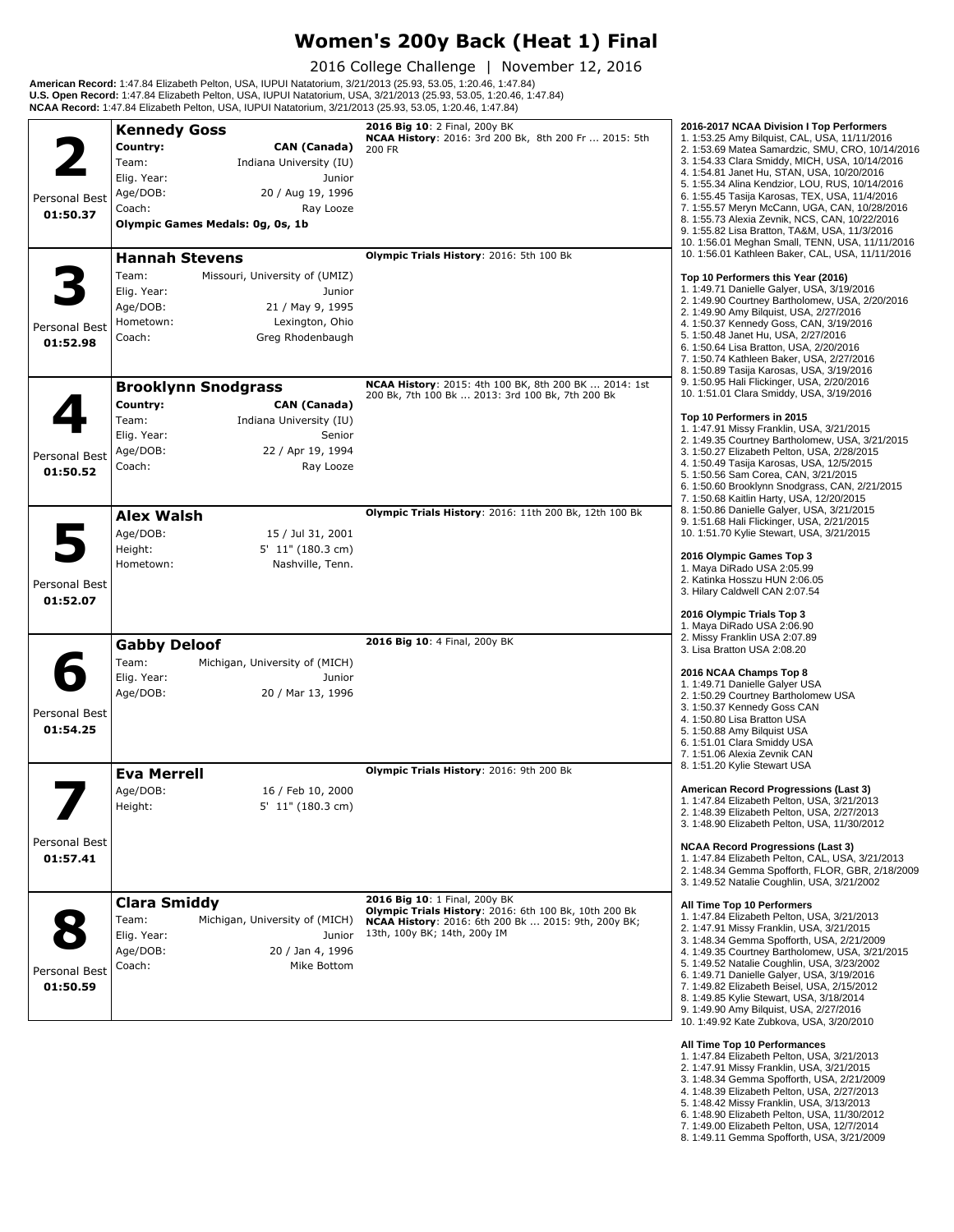# Women's 200y Back (Heat 1) Final

2016 College Challenge | November 12, 2016

**American Record:** 1:47.84 Elizabeth Pelton, USA, IUPUI Natatorium, 3/21/2013 (25.93, 53.05, 1:20.46, 1:47.84)
**U.S. Open Record:** 1:47.84 Elizabeth Pelton, USA, IUPUI Natatorium, USA, 3/21/2013 (25.93, 53.05, 1:20.46, 1:47.84)
**NCAA Record:** 1:47.84 Elizabeth Pelton, USA, IUPUI Natatorium, 3/21/2013 (25.93, 53.05, 1:20.46, 1:47.84)

## 2 — Kennedy Goss

Personal Best: **01:50.37**

- **Country:** CAN (Canada)
- Team: Indiana University (IU)
- Elig. Year: Junior
- Age/DOB: 20 / Aug 19, 1996
- Coach: Ray Looze
- **Olympic Games Medals: 0g, 0s, 1b**

**2016 Big 10**: 2 Final, 200y BK
**NCAA History**: 2016: 3rd 200 Bk, 8th 200 Fr ... 2015: 5th 200 FR

## 3 — Hannah Stevens

Personal Best: **01:52.98**

- Team: Missouri, University of (UMIZ)
- Elig. Year: Junior
- Age/DOB: 21 / May 9, 1995
- Hometown: Lexington, Ohio
- Coach: Greg Rhodenbaugh

**Olympic Trials History**: 2016: 5th 100 Bk

## 4 — Brooklynn Snodgrass

Personal Best: **01:50.52**

- **Country:** CAN (Canada)
- Team: Indiana University (IU)
- Elig. Year: Senior
- Age/DOB: 22 / Apr 19, 1994
- Coach: Ray Looze

**NCAA History**: 2015: 4th 100 BK, 8th 200 BK ... 2014: 1st 200 Bk, 7th 100 Bk ... 2013: 3rd 100 Bk, 7th 200 Bk

## 5 — Alex Walsh

Personal Best: **01:52.07**

- Age/DOB: 15 / Jul 31, 2001
- Height: 5' 11" (180.3 cm)
- Hometown: Nashville, Tenn.

**Olympic Trials History**: 2016: 11th 200 Bk, 12th 100 Bk

## 6 — Gabby Deloof

Personal Best: **01:54.25**

- Team: Michigan, University of (MICH)
- Elig. Year: Junior
- Age/DOB: 20 / Mar 13, 1996

**2016 Big 10**: 4 Final, 200y BK

## 7 — Eva Merrell

Personal Best: **01:57.41**

- Age/DOB: 16 / Feb 10, 2000
- Height: 5' 11" (180.3 cm)

**Olympic Trials History**: 2016: 9th 200 Bk

## 8 — Clara Smiddy

Personal Best: **01:50.59**

- Team: Michigan, University of (MICH)
- Elig. Year: Junior
- Age/DOB: 20 / Jan 4, 1996
- Coach: Mike Bottom

**2016 Big 10**: 1 Final, 200y BK
**Olympic Trials History**: 2016: 6th 100 Bk, 10th 200 Bk
**NCAA History**: 2016: 6th 200 Bk ... 2015: 9th, 200y BK; 13th, 100y BK; 14th, 200y IM

---

**2016-2017 NCAA Division I Top Performers**
1. 1:53.25 Amy Bilquist, CAL, USA, 11/11/2016
2. 1:53.69 Matea Samardzic, SMU, CRO, 10/14/2016
3. 1:54.33 Clara Smiddy, MICH, USA, 10/14/2016
4. 1:54.81 Janet Hu, STAN, USA, 10/20/2016
5. 1:55.34 Alina Kendzior, LOU, RUS, 10/14/2016
6. 1:55.45 Tasija Karosas, TEX, USA, 11/4/2016
7. 1:55.57 Meryn McCann, UGA, CAN, 10/28/2016
8. 1:55.73 Alexia Zevnik, NCS, CAN, 10/22/2016
9. 1:55.82 Lisa Bratton, TA&M, USA, 11/3/2016
10. 1:56.01 Meghan Small, TENN, USA, 11/11/2016
10. 1:56.01 Kathleen Baker, CAL, USA, 11/11/2016

**Top 10 Performers this Year (2016)**
1. 1:49.71 Danielle Galyer, USA, 3/19/2016
2. 1:49.90 Courtney Bartholomew, USA, 2/20/2016
2. 1:49.90 Amy Bilquist, USA, 2/27/2016
4. 1:50.37 Kennedy Goss, CAN, 3/19/2016
5. 1:50.48 Janet Hu, USA, 2/27/2016
6. 1:50.64 Lisa Bratton, USA, 2/20/2016
7. 1:50.74 Kathleen Baker, USA, 2/27/2016
8. 1:50.89 Tasija Karosas, USA, 3/19/2016
9. 1:50.95 Hali Flickinger, USA, 2/20/2016
10. 1:51.01 Clara Smiddy, USA, 3/19/2016

**Top 10 Performers in 2015**
1. 1:47.91 Missy Franklin, USA, 3/21/2015
2. 1:49.35 Courtney Bartholomew, USA, 3/21/2015
3. 1:50.27 Elizabeth Pelton, USA, 2/28/2015
4. 1:50.49 Tasija Karosas, USA, 12/5/2015
5. 1:50.56 Sam Corea, CAN, 3/21/2015
6. 1:50.60 Brooklynn Snodgrass, CAN, 2/21/2015
7. 1:50.68 Kaitlin Harty, USA, 12/20/2015
8. 1:50.86 Danielle Galyer, USA, 3/21/2015
9. 1:51.68 Hali Flickinger, USA, 2/21/2015
10. 1:51.70 Kylie Stewart, USA, 3/21/2015

**2016 Olympic Games Top 3**
1. Maya DiRado USA 2:05.99
2. Katinka Hosszu HUN 2:06.05
3. Hilary Caldwell CAN 2:07.54

**2016 Olympic Trials Top 3**
1. Maya DiRado USA 2:06.90
2. Missy Franklin USA 2:07.89
3. Lisa Bratton USA 2:08.20

**2016 NCAA Champs Top 8**
1. 1:49.71 Danielle Galyer USA
2. 1:50.29 Courtney Bartholomew USA
3. 1:50.37 Kennedy Goss CAN
4. 1:50.80 Lisa Bratton USA
5. 1:50.88 Amy Bilquist USA
6. 1:51.01 Clara Smiddy USA
7. 1:51.06 Alexia Zevnik CAN
8. 1:51.20 Kylie Stewart USA

**American Record Progressions (Last 3)**
1. 1:47.84 Elizabeth Pelton, USA, 3/21/2013
2. 1:48.39 Elizabeth Pelton, USA, 2/27/2013
3. 1:48.90 Elizabeth Pelton, USA, 11/30/2012

**NCAA Record Progressions (Last 3)**
1. 1:47.84 Elizabeth Pelton, CAL, USA, 3/21/2013
2. 1:48.34 Gemma Spofforth, FLOR, GBR, 2/18/2009
3. 1:49.52 Natalie Coughlin, USA, 3/21/2002

**All Time Top 10 Performers**
1. 1:47.84 Elizabeth Pelton, USA, 3/21/2013
2. 1:47.91 Missy Franklin, USA, 3/21/2015
3. 1:48.34 Gemma Spofforth, USA, 2/21/2009
4. 1:49.35 Courtney Bartholomew, USA, 3/21/2015
5. 1:49.52 Natalie Coughlin, USA, 3/23/2002
6. 1:49.71 Danielle Galyer, USA, 3/19/2016
7. 1:49.82 Elizabeth Beisel, USA, 2/15/2012
8. 1:49.85 Kylie Stewart, USA, 3/18/2014
9. 1:49.90 Amy Bilquist, USA, 2/27/2016
10. 1:49.92 Kate Zubkova, USA, 3/20/2010

**All Time Top 10 Performances**
1. 1:47.84 Elizabeth Pelton, USA, 3/21/2013
2. 1:47.91 Missy Franklin, USA, 3/21/2015
3. 1:48.34 Gemma Spofforth, USA, 2/21/2009
4. 1:48.39 Elizabeth Pelton, USA, 2/27/2013
5. 1:48.42 Missy Franklin, USA, 3/13/2013
6. 1:48.90 Elizabeth Pelton, USA, 11/30/2012
7. 1:49.00 Elizabeth Pelton, USA, 12/7/2014
8. 1:49.11 Gemma Spofforth, USA, 3/21/2009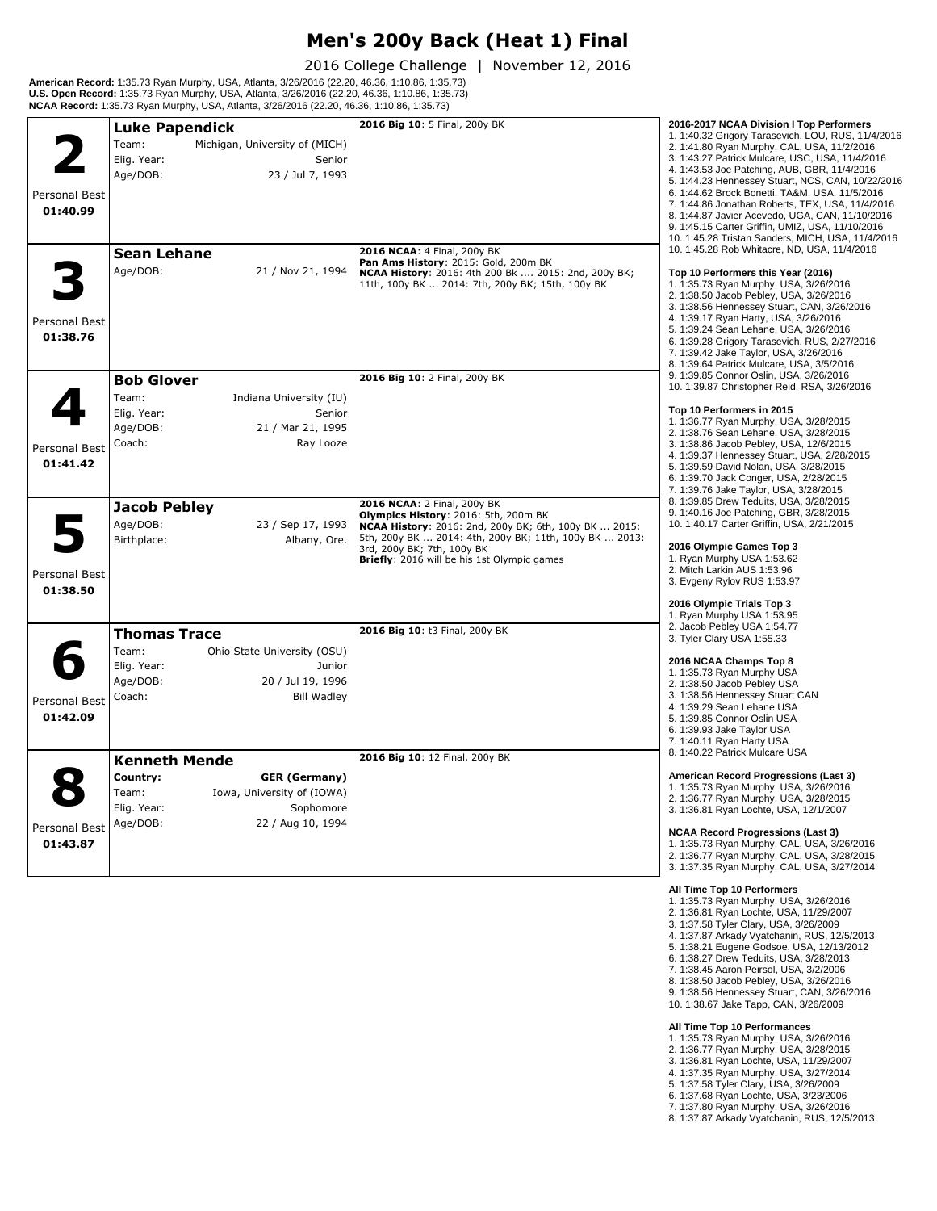# Men's 200y Back (Heat 1) Final

2016 College Challenge | November 12, 2016

**American Record:** 1:35.73 Ryan Murphy, USA, Atlanta, 3/26/2016 (22.20, 46.36, 1:10.86, 1:35.73)
**U.S. Open Record:** 1:35.73 Ryan Murphy, USA, Atlanta, 3/26/2016 (22.20, 46.36, 1:10.86, 1:35.73)
**NCAA Record:** 1:35.73 Ryan Murphy, USA, Atlanta, 3/26/2016 (22.20, 46.36, 1:10.86, 1:35.73)

## 2 — Luke Papendick

Personal Best: 01:40.99

- Team: Michigan, University of (MICH)
- Elig. Year: Senior
- Age/DOB: 23 / Jul 7, 1993

**2016 Big 10**: 5 Final, 200y BK

## 3 — Sean Lehane

Personal Best: 01:38.76

- Age/DOB: 21 / Nov 21, 1994

**2016 NCAA**: 4 Final, 200y BK
**Pan Ams History**: 2015: Gold, 200m BK
**NCAA History**: 2016: 4th 200 Bk .... 2015: 2nd, 200y BK; 11th, 100y BK ... 2014: 7th, 200y BK; 15th, 100y BK

## 4 — Bob Glover

Personal Best: 01:41.42

- Team: Indiana University (IU)
- Elig. Year: Senior
- Age/DOB: 21 / Mar 21, 1995
- Coach: Ray Looze

**2016 Big 10**: 2 Final, 200y BK

## 5 — Jacob Pebley

Personal Best: 01:38.50

- Age/DOB: 23 / Sep 17, 1993
- Birthplace: Albany, Ore.

**2016 NCAA**: 2 Final, 200y BK
**Olympics History**: 2016: 5th, 200m BK
**NCAA History**: 2016: 2nd, 200y BK; 6th, 100y BK ... 2015: 5th, 200y BK ... 2014: 4th, 200y BK; 11th, 100y BK ... 2013: 3rd, 200y BK; 7th, 100y BK
**Briefly**: 2016 will be his 1st Olympic games

## 6 — Thomas Trace

Personal Best: 01:42.09

- Team: Ohio State University (OSU)
- Elig. Year: Junior
- Age/DOB: 20 / Jul 19, 1996
- Coach: Bill Wadley

**2016 Big 10**: t3 Final, 200y BK

## 8 — Kenneth Mende

Personal Best: 01:43.87

- **Country:** **GER (Germany)**
- Team: Iowa, University of (IOWA)
- Elig. Year: Sophomore
- Age/DOB: 22 / Aug 10, 1994

**2016 Big 10**: 12 Final, 200y BK

---

**2016-2017 NCAA Division I Top Performers**
1. 1:40.32 Grigory Tarasevich, LOU, RUS, 11/4/2016
2. 1:41.80 Ryan Murphy, CAL, USA, 11/2/2016
3. 1:43.27 Patrick Mulcare, USC, USA, 11/4/2016
4. 1:43.53 Joe Patching, AUB, GBR, 11/4/2016
5. 1:44.23 Hennessey Stuart, NCS, CAN, 10/22/2016
6. 1:44.62 Brock Bonetti, TA&M, USA, 11/5/2016
7. 1:44.86 Jonathan Roberts, TEX, USA, 11/4/2016
8. 1:44.87 Javier Acevedo, UGA, CAN, 11/10/2016
9. 1:45.15 Carter Griffin, UMIZ, USA, 11/10/2016
10. 1:45.28 Tristan Sanders, MICH, USA, 11/4/2016
10. 1:45.28 Rob Whitacre, ND, USA, 11/4/2016

**Top 10 Performers this Year (2016)**
1. 1:35.73 Ryan Murphy, USA, 3/26/2016
2. 1:38.50 Jacob Pebley, USA, 3/26/2016
3. 1:38.56 Hennessey Stuart, CAN, 3/26/2016
4. 1:39.17 Ryan Harty, USA, 3/26/2016
5. 1:39.24 Sean Lehane, USA, 3/26/2016
6. 1:39.28 Grigory Tarasevich, RUS, 2/27/2016
7. 1:39.42 Jake Taylor, USA, 3/26/2016
8. 1:39.64 Patrick Mulcare, USA, 3/5/2016
9. 1:39.85 Connor Oslin, USA, 3/26/2016
10. 1:39.87 Christopher Reid, RSA, 3/26/2016

**Top 10 Performers in 2015**
1. 1:36.77 Ryan Murphy, USA, 3/28/2015
2. 1:38.76 Sean Lehane, USA, 3/28/2015
3. 1:38.86 Jacob Pebley, USA, 12/6/2015
4. 1:39.37 Hennessey Stuart, USA, 2/28/2015
5. 1:39.59 David Nolan, USA, 3/28/2015
6. 1:39.70 Jack Conger, USA, 2/28/2015
7. 1:39.76 Jake Taylor, USA, 3/28/2015
8. 1:39.85 Drew Teduits, USA, 3/28/2015
9. 1:40.16 Joe Patching, GBR, 3/28/2015
10. 1:40.17 Carter Griffin, USA, 2/21/2015

**2016 Olympic Games Top 3**
1. Ryan Murphy USA 1:53.62
2. Mitch Larkin AUS 1:53.96
3. Evgeny Rylov RUS 1:53.97

**2016 Olympic Trials Top 3**
1. Ryan Murphy USA 1:53.95
2. Jacob Pebley USA 1:54.77
3. Tyler Clary USA 1:55.33

**2016 NCAA Champs Top 8**
1. 1:35.73 Ryan Murphy USA
2. 1:38.50 Jacob Pebley USA
3. 1:38.56 Hennessey Stuart CAN
4. 1:39.29 Sean Lehane USA
5. 1:39.85 Connor Oslin USA
6. 1:39.93 Jake Taylor USA
7. 1:40.11 Ryan Harty USA
8. 1:40.22 Patrick Mulcare USA

**American Record Progressions (Last 3)**
1. 1:35.73 Ryan Murphy, USA, 3/26/2016
2. 1:36.77 Ryan Murphy, USA, 3/28/2015
3. 1:36.81 Ryan Lochte, USA, 12/1/2007

**NCAA Record Progressions (Last 3)**
1. 1:35.73 Ryan Murphy, CAL, USA, 3/26/2016
2. 1:36.77 Ryan Murphy, CAL, USA, 3/28/2015
3. 1:37.35 Ryan Murphy, CAL, USA, 3/27/2014

**All Time Top 10 Performers**
1. 1:35.73 Ryan Murphy, USA, 3/26/2016
2. 1:36.81 Ryan Lochte, USA, 11/29/2007
3. 1:37.58 Tyler Clary, USA, 3/26/2009
4. 1:37.87 Arkady Vyatchanin, RUS, 12/5/2013
5. 1:38.21 Eugene Godsoe, USA, 12/13/2012
6. 1:38.27 Drew Teduits, USA, 3/28/2013
7. 1:38.45 Aaron Peirsol, USA, 3/2/2006
8. 1:38.50 Jacob Pebley, USA, 3/26/2016
9. 1:38.56 Hennessey Stuart, CAN, 3/26/2016
10. 1:38.67 Jake Tapp, CAN, 3/26/2009

**All Time Top 10 Performances**
1. 1:35.73 Ryan Murphy, USA, 3/26/2016
2. 1:36.77 Ryan Murphy, USA, 3/28/2015
3. 1:36.81 Ryan Lochte, USA, 11/29/2007
4. 1:37.35 Ryan Murphy, USA, 3/27/2014
5. 1:37.58 Tyler Clary, USA, 3/26/2009
6. 1:37.68 Ryan Lochte, USA, 3/23/2006
7. 1:37.80 Ryan Murphy, USA, 3/26/2016
8. 1:37.87 Arkady Vyatchanin, RUS, 12/5/2013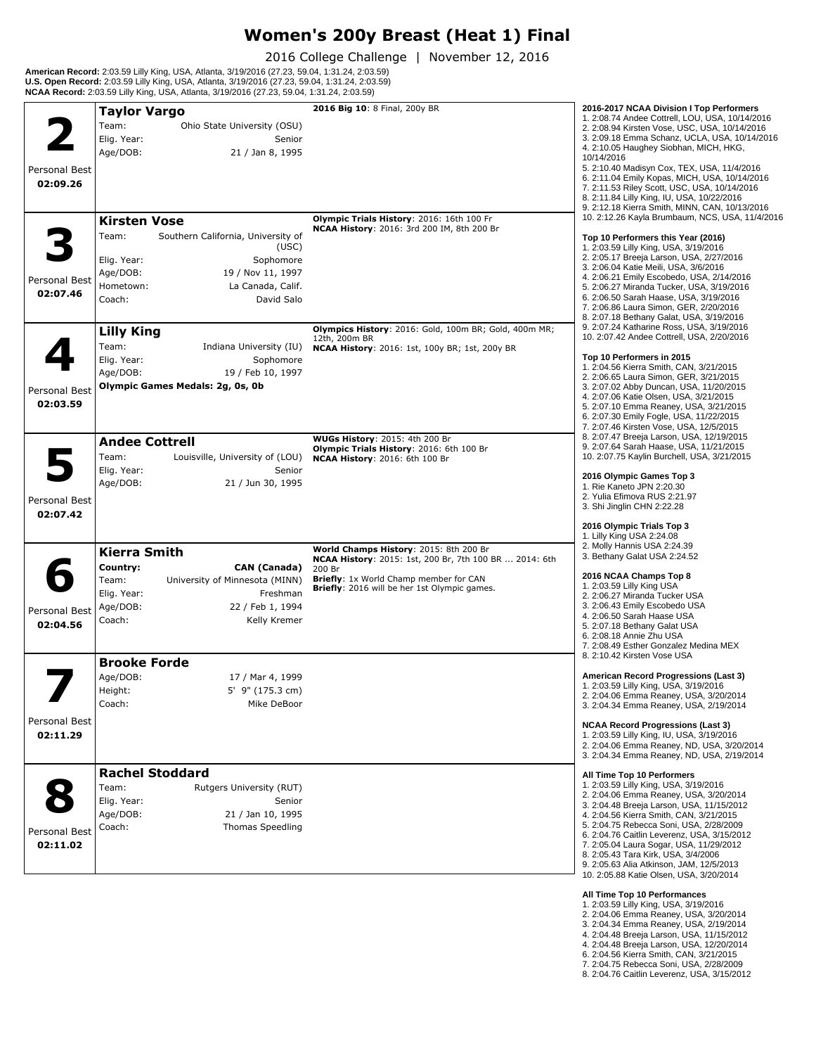# Women's 200y Breast (Heat 1) Final

2016 College Challenge | November 12, 2016

**American Record:** 2:03.59 Lilly King, USA, Atlanta, 3/19/2016 (27.23, 59.04, 1:31.24, 2:03.59)
**U.S. Open Record:** 2:03.59 Lilly King, USA, Atlanta, 3/19/2016 (27.23, 59.04, 1:31.24, 2:03.59)
**NCAA Record:** 2:03.59 Lilly King, USA, Atlanta, 3/19/2016 (27.23, 59.04, 1:31.24, 2:03.59)

## 2 — Taylor Vargo

Personal Best **02:09.26**

- Team: Ohio State University (OSU)
- Elig. Year: Senior
- Age/DOB: 21 / Jan 8, 1995

**2016 Big 10**: 8 Final, 200y BR

## 3 — Kirsten Vose

Personal Best **02:07.46**

- Team: Southern California, University of (USC)
- Elig. Year: Sophomore
- Age/DOB: 19 / Nov 11, 1997
- Hometown: La Canada, Calif.
- Coach: David Salo

**Olympic Trials History**: 2016: 16th 100 Fr
**NCAA History**: 2016: 3rd 200 IM, 8th 200 Br

## 4 — Lilly King

Personal Best **02:03.59**

- Team: Indiana University (IU)
- Elig. Year: Sophomore
- Age/DOB: 19 / Feb 10, 1997

**Olympic Games Medals: 2g, 0s, 0b**

**Olympics History**: 2016: Gold, 100m BR; Gold, 400m MR; 12th, 200m BR
**NCAA History**: 2016: 1st, 100y BR; 1st, 200y BR

## 5 — Andee Cottrell

Personal Best **02:07.42**

- Team: Louisville, University of (LOU)
- Elig. Year: Senior
- Age/DOB: 21 / Jun 30, 1995

**WUGs History**: 2015: 4th 200 Br
**Olympic Trials History**: 2016: 6th 100 Br
**NCAA History**: 2016: 6th 100 Br

## 6 — Kierra Smith

Personal Best **02:04.56**

- **Country: CAN (Canada)**
- Team: University of Minnesota (MINN)
- Elig. Year: Freshman
- Age/DOB: 22 / Feb 1, 1994
- Coach: Kelly Kremer

**World Champs History**: 2015: 8th 200 Br
**NCAA History**: 2015: 1st, 200 Br, 7th 100 BR ... 2014: 6th 200 Br
**Briefly**: 1x World Champ member for CAN
**Briefly**: 2016 will be her 1st Olympic games.

## 7 — Brooke Forde

Personal Best **02:11.29**

- Age/DOB: 17 / Mar 4, 1999
- Height: 5' 9" (175.3 cm)
- Coach: Mike DeBoor

## 8 — Rachel Stoddard

Personal Best **02:11.02**

- Team: Rutgers University (RUT)
- Elig. Year: Senior
- Age/DOB: 21 / Jan 10, 1995
- Coach: Thomas Speedling

---

**2016-2017 NCAA Division I Top Performers**
1. 2:08.74 Andee Cottrell, LOU, USA, 10/14/2016
2. 2:08.94 Kirsten Vose, USC, USA, 10/14/2016
3. 2:09.18 Emma Schanz, UCLA, USA, 10/14/2016
4. 2:10.05 Haughey Siobhan, MICH, HKG, 10/14/2016
5. 2:10.40 Madisyn Cox, TEX, USA, 11/4/2016
6. 2:11.04 Emily Kopas, MICH, USA, 10/14/2016
7. 2:11.53 Riley Scott, USC, USA, 10/14/2016
8. 2:11.84 Lilly King, IU, USA, 10/22/2016
9. 2:12.18 Kierra Smith, MINN, CAN, 10/13/2016
10. 2:12.26 Kayla Brumbaum, NCS, USA, 11/4/2016

**Top 10 Performers this Year (2016)**
1. 2:03.59 Lilly King, USA, 3/19/2016
2. 2:05.17 Breeja Larson, USA, 2/27/2016
3. 2:06.04 Katie Meili, USA, 3/6/2016
4. 2:06.21 Emily Escobedo, USA, 2/14/2016
5. 2:06.27 Miranda Tucker, USA, 3/19/2016
6. 2:06.50 Sarah Haase, USA, 3/19/2016
7. 2:06.86 Laura Simon, GER, 2/20/2016
8. 2:07.18 Bethany Galat, USA, 3/19/2016
9. 2:07.24 Katharine Ross, USA, 3/19/2016
10. 2:07.42 Andee Cottrell, USA, 2/20/2016

**Top 10 Performers in 2015**
1. 2:04.56 Kierra Smith, CAN, 3/21/2015
2. 2:06.65 Laura Simon, GER, 3/21/2015
3. 2:07.02 Abby Duncan, USA, 11/20/2015
4. 2:07.06 Katie Olsen, USA, 3/21/2015
5. 2:07.10 Emma Reaney, USA, 3/21/2015
6. 2:07.30 Emily Fogle, USA, 11/22/2015
7. 2:07.46 Kirsten Vose, USA, 12/5/2015
8. 2:07.47 Breeja Larson, USA, 12/19/2015
9. 2:07.64 Sarah Haase, USA, 11/21/2015
10. 2:07.75 Kaylin Burchell, USA, 3/21/2015

**2016 Olympic Games Top 3**
1. Rie Kaneto JPN 2:20.30
2. Yulia Efimova RUS 2:21.97
3. Shi Jinglin CHN 2:22.28

**2016 Olympic Trials Top 3**
1. Lilly King USA 2:24.08
2. Molly Hannis USA 2:24.39
3. Bethany Galat USA 2:24.52

**2016 NCAA Champs Top 8**
1. 2:03.59 Lilly King USA
2. 2:06.27 Miranda Tucker USA
3. 2:06.43 Emily Escobedo USA
4. 2:06.50 Sarah Haase USA
5. 2:07.18 Bethany Galat USA
6. 2:08.18 Annie Zhu USA
7. 2:08.49 Esther Gonzalez Medina MEX
8. 2:10.42 Kirsten Vose USA

**American Record Progressions (Last 3)**
1. 2:03.59 Lilly King, USA, 3/19/2016
2. 2:04.06 Emma Reaney, USA, 3/20/2014
3. 2:04.34 Emma Reaney, USA, 2/19/2014

**NCAA Record Progressions (Last 3)**
1. 2:03.59 Lilly King, IU, USA, 3/19/2016
2. 2:04.06 Emma Reaney, ND, USA, 3/20/2014
3. 2:04.34 Emma Reaney, ND, USA, 2/19/2014

**All Time Top 10 Performers**
1. 2:03.59 Lilly King, USA, 3/19/2016
2. 2:04.06 Emma Reaney, USA, 3/20/2014
3. 2:04.48 Breeja Larson, USA, 11/15/2012
4. 2:04.56 Kierra Smith, CAN, 3/21/2015
5. 2:04.75 Rebecca Soni, USA, 2/28/2009
6. 2:04.76 Caitlin Leverenz, USA, 3/15/2012
7. 2:05.04 Laura Sogar, USA, 11/29/2012
8. 2:05.43 Tara Kirk, USA, 3/4/2006
9. 2:05.63 Alia Atkinson, JAM, 12/5/2013
10. 2:05.88 Katie Olsen, USA, 3/20/2014

**All Time Top 10 Performances**
1. 2:03.59 Lilly King, USA, 3/19/2016
2. 2:04.06 Emma Reaney, USA, 3/20/2014
3. 2:04.34 Emma Reaney, USA, 2/19/2014
4. 2:04.48 Breeja Larson, USA, 11/15/2012
4. 2:04.48 Breeja Larson, USA, 12/20/2014
6. 2:04.56 Kierra Smith, CAN, 3/21/2015
7. 2:04.75 Rebecca Soni, USA, 2/28/2009
8. 2:04.76 Caitlin Leverenz, USA, 3/15/2012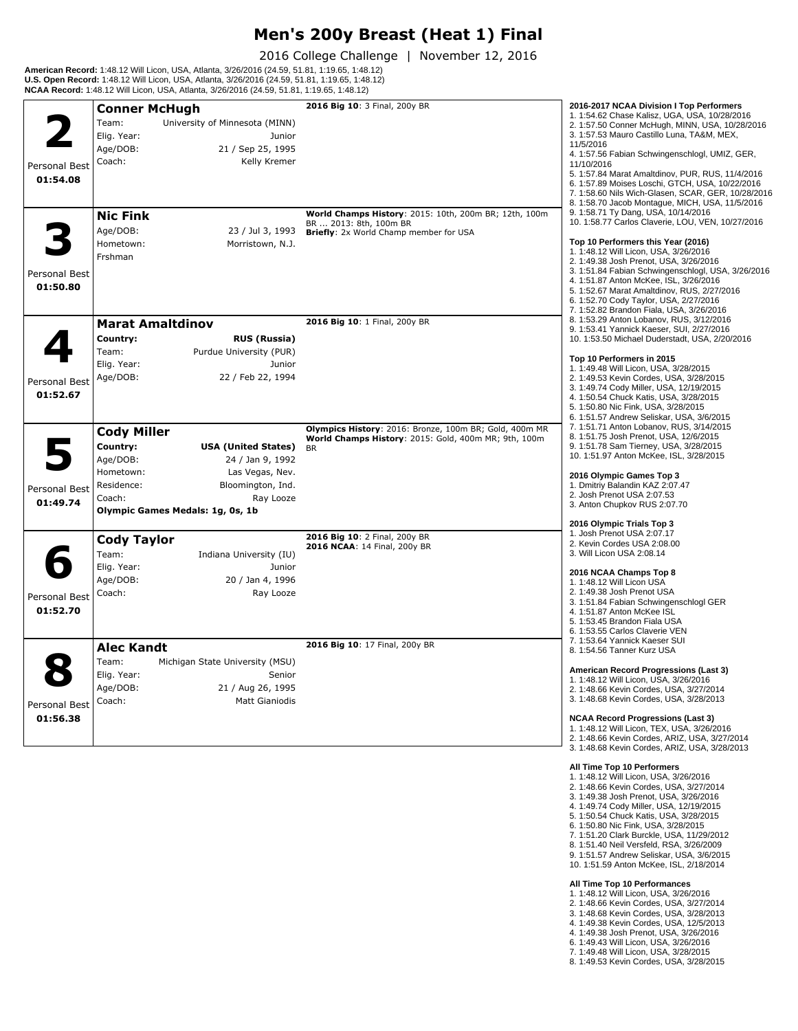# Men's 200y Breast (Heat 1) Final

2016 College Challenge | November 12, 2016

**American Record:** 1:48.12 Will Licon, USA, Atlanta, 3/26/2016 (24.59, 51.81, 1:19.65, 1:48.12)
**U.S. Open Record:** 1:48.12 Will Licon, USA, Atlanta, 3/26/2016 (24.59, 51.81, 1:19.65, 1:48.12)
**NCAA Record:** 1:48.12 Will Licon, USA, Atlanta, 3/26/2016 (24.59, 51.81, 1:19.65, 1:48.12)

## 2 — Conner McHugh

Personal Best **01:54.08**

| | |
|---|---|
| Team: | University of Minnesota (MINN) |
| Elig. Year: | Junior |
| Age/DOB: | 21 / Sep 25, 1995 |
| Coach: | Kelly Kremer |

**2016 Big 10**: 3 Final, 200y BR

## 3 — Nic Fink

Personal Best **01:50.80**

| | |
|---|---|
| Age/DOB: | 23 / Jul 3, 1993 |
| Hometown: | Morristown, N.J. |
| Frshman | |

**World Champs History**: 2015: 10th, 200m BR; 12th, 100m BR ... 2013: 8th, 100m BR
**Briefly**: 2x World Champ member for USA

## 4 — Marat Amaltdinov

Personal Best **01:52.67**

| | |
|---|---|
| **Country:** | **RUS (Russia)** |
| Team: | Purdue University (PUR) |
| Elig. Year: | Junior |
| Age/DOB: | 22 / Feb 22, 1994 |

**2016 Big 10**: 1 Final, 200y BR

## 5 — Cody Miller

Personal Best **01:49.74**

| | |
|---|---|
| **Country:** | **USA (United States)** |
| Age/DOB: | 24 / Jan 9, 1992 |
| Hometown: | Las Vegas, Nev. |
| Residence: | Bloomington, Ind. |
| Coach: | Ray Looze |

**Olympic Games Medals: 1g, 0s, 1b**

**Olympics History**: 2016: Bronze, 100m BR; Gold, 400m MR
**World Champs History**: 2015: Gold, 400m MR; 9th, 100m BR

## 6 — Cody Taylor

Personal Best **01:52.70**

| | |
|---|---|
| Team: | Indiana University (IU) |
| Elig. Year: | Junior |
| Age/DOB: | 20 / Jan 4, 1996 |
| Coach: | Ray Looze |

**2016 Big 10**: 2 Final, 200y BR
**2016 NCAA**: 14 Final, 200y BR

## 8 — Alec Kandt

Personal Best **01:56.38**

| | |
|---|---|
| Team: | Michigan State University (MSU) |
| Elig. Year: | Senior |
| Age/DOB: | 21 / Aug 26, 1995 |
| Coach: | Matt Gianiodis |

**2016 Big 10**: 17 Final, 200y BR

---

**2016-2017 NCAA Division I Top Performers**
1. 1:54.62 Chase Kalisz, UGA, USA, 10/28/2016
2. 1:57.50 Conner McHugh, MINN, USA, 10/28/2016
3. 1:57.53 Mauro Castillo Luna, TA&M, MEX, 11/5/2016
4. 1:57.56 Fabian Schwingenschlogl, UMIZ, GER, 11/10/2016
5. 1:57.84 Marat Amaltdinov, PUR, RUS, 11/4/2016
6. 1:57.89 Moises Loschi, GTCH, USA, 10/22/2016
7. 1:58.60 Nils Wich-Glasen, SCAR, GER, 10/28/2016
8. 1:58.70 Jacob Montague, MICH, USA, 11/5/2016
9. 1:58.71 Ty Dang, USA, 10/14/2016
10. 1:58.77 Carlos Claverie, LOU, VEN, 10/27/2016

**Top 10 Performers this Year (2016)**
1. 1:48.12 Will Licon, USA, 3/26/2016
2. 1:49.38 Josh Prenot, USA, 3/26/2016
3. 1:51.84 Fabian Schwingenschlogl, USA, 3/26/2016
4. 1:51.87 Anton McKee, ISL, 3/26/2016
5. 1:52.67 Marat Amaltdinov, RUS, 2/27/2016
6. 1:52.70 Cody Taylor, USA, 2/27/2016
7. 1:52.82 Brandon Fiala, USA, 3/26/2016
8. 1:53.29 Anton Lobanov, RUS, 3/12/2016
9. 1:53.41 Yannick Kaeser, SUI, 2/27/2016
10. 1:53.50 Michael Duderstadt, USA, 2/20/2016

**Top 10 Performers in 2015**
1. 1:49.48 Will Licon, USA, 3/28/2015
2. 1:49.53 Kevin Cordes, USA, 3/28/2015
3. 1:49.74 Cody Miller, USA, 12/19/2015
4. 1:50.54 Chuck Katis, USA, 3/28/2015
5. 1:50.80 Nic Fink, USA, 3/28/2015
6. 1:51.57 Andrew Seliskar, USA, 3/6/2015
7. 1:51.71 Anton Lobanov, RUS, 3/14/2015
8. 1:51.75 Josh Prenot, USA, 12/6/2015
9. 1:51.78 Sam Tierney, USA, 3/28/2015
10. 1:51.97 Anton McKee, ISL, 3/28/2015

**2016 Olympic Games Top 3**
1. Dmitriy Balandin KAZ 2:07.47
2. Josh Prenot USA 2:07.53
3. Anton Chupkov RUS 2:07.70

**2016 Olympic Trials Top 3**
1. Josh Prenot USA 2:07.17
2. Kevin Cordes USA 2:08.00
3. Will Licon USA 2:08.14

**2016 NCAA Champs Top 8**
1. 1:48.12 Will Licon USA
2. 1:49.38 Josh Prenot USA
3. 1:51.84 Fabian Schwingenschlogl GER
4. 1:51.87 Anton McKee ISL
5. 1:53.45 Brandon Fiala USA
6. 1:53.55 Carlos Claverie VEN
7. 1:53.64 Yannick Kaeser SUI
8. 1:54.56 Tanner Kurz USA

**American Record Progressions (Last 3)**
1. 1:48.12 Will Licon, USA, 3/26/2016
2. 1:48.66 Kevin Cordes, USA, 3/27/2014
3. 1:48.68 Kevin Cordes, USA, 3/28/2013

**NCAA Record Progressions (Last 3)**
1. 1:48.12 Will Licon, TEX, USA, 3/26/2016
2. 1:48.66 Kevin Cordes, ARIZ, USA, 3/27/2014
3. 1:48.68 Kevin Cordes, ARIZ, USA, 3/28/2013

**All Time Top 10 Performers**
1. 1:48.12 Will Licon, USA, 3/26/2016
2. 1:48.66 Kevin Cordes, USA, 3/27/2014
3. 1:49.38 Josh Prenot, USA, 3/26/2016
4. 1:49.74 Cody Miller, USA, 12/19/2015
5. 1:50.54 Chuck Katis, USA, 3/28/2015
6. 1:50.80 Nic Fink, USA, 3/28/2015
7. 1:51.20 Clark Burckle, USA, 11/29/2012
8. 1:51.40 Neil Versfeld, RSA, 3/26/2009
9. 1:51.57 Andrew Seliskar, USA, 3/6/2015
10. 1:51.59 Anton McKee, ISL, 2/18/2014

**All Time Top 10 Performances**
1. 1:48.12 Will Licon, USA, 3/26/2016
2. 1:48.66 Kevin Cordes, USA, 3/27/2014
3. 1:48.68 Kevin Cordes, USA, 3/28/2013
4. 1:49.38 Kevin Cordes, USA, 12/5/2013
4. 1:49.38 Josh Prenot, USA, 3/26/2016
6. 1:49.43 Will Licon, USA, 3/26/2016
7. 1:49.48 Will Licon, USA, 3/28/2015
8. 1:49.53 Kevin Cordes, USA, 3/28/2015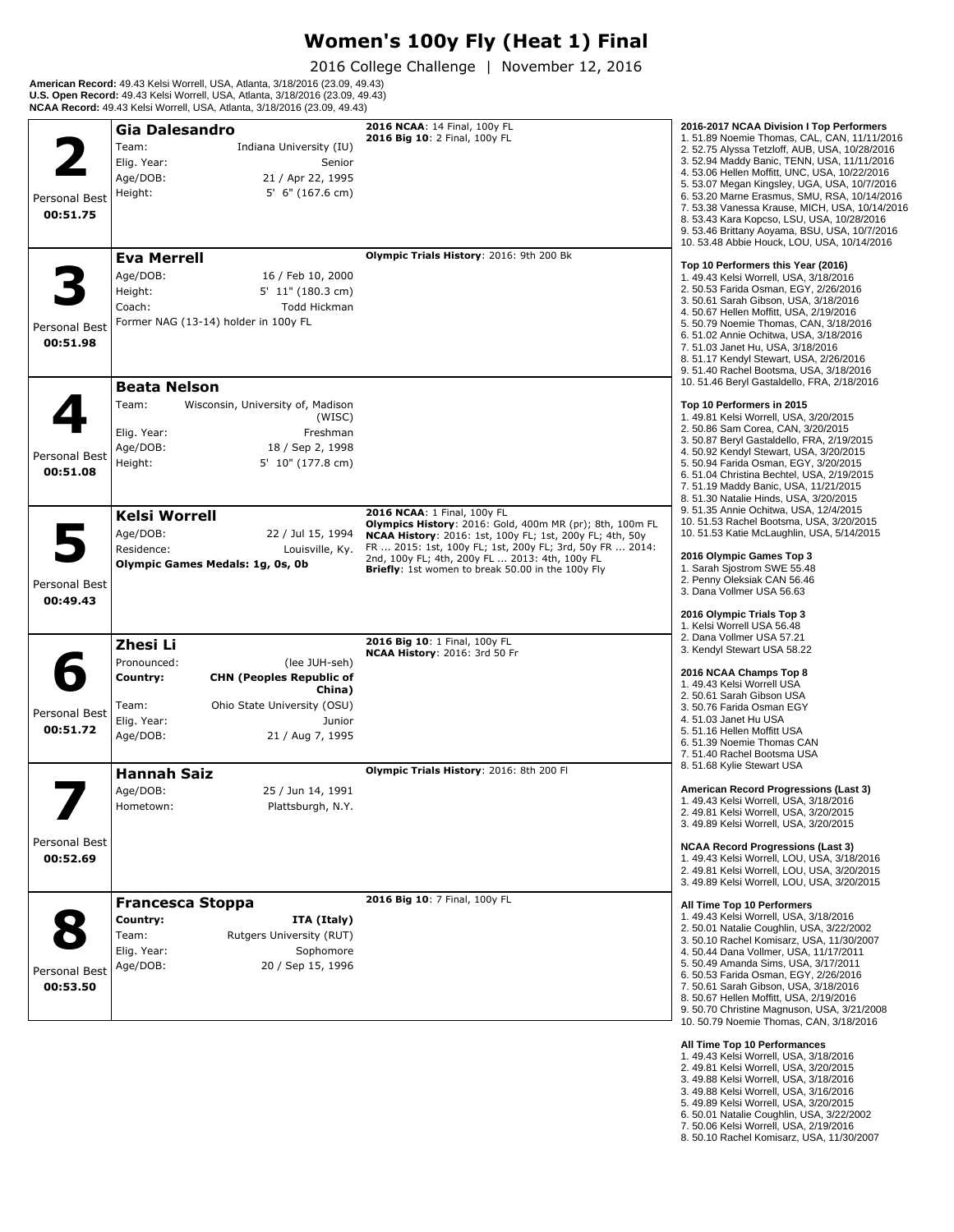# Women's 100y Fly (Heat 1) Final

2016 College Challenge | November 12, 2016

**American Record:** 49.43 Kelsi Worrell, USA, Atlanta, 3/18/2016 (23.09, 49.43)
**U.S. Open Record:** 49.43 Kelsi Worrell, USA, Atlanta, 3/18/2016 (23.09, 49.43)
**NCAA Record:** 49.43 Kelsi Worrell, USA, Atlanta, 3/18/2016 (23.09, 49.43)

## 2 — Gia Dalesandro

Personal Best: 00:51.75

- Team: Indiana University (IU)
- Elig. Year: Senior
- Age/DOB: 21 / Apr 22, 1995
- Height: 5' 6" (167.6 cm)

**2016 NCAA**: 14 Final, 100y FL
**2016 Big 10**: 2 Final, 100y FL

## 3 — Eva Merrell

Personal Best: 00:51.98

- Age/DOB: 16 / Feb 10, 2000
- Height: 5' 11" (180.3 cm)
- Coach: Todd Hickman
- Former NAG (13-14) holder in 100y FL

**Olympic Trials History**: 2016: 9th 200 Bk

## 4 — Beata Nelson

Personal Best: 00:51.08

- Team: Wisconsin, University of, Madison (WISC)
- Elig. Year: Freshman
- Age/DOB: 18 / Sep 2, 1998
- Height: 5' 10" (177.8 cm)

## 5 — Kelsi Worrell

Personal Best: 00:49.43

- Age/DOB: 22 / Jul 15, 1994
- Residence: Louisville, Ky.
- **Olympic Games Medals: 1g, 0s, 0b**

**2016 NCAA**: 1 Final, 100y FL
**Olympics History**: 2016: Gold, 400m MR (pr); 8th, 100m FL
**NCAA History**: 2016: 1st, 100y FL; 1st, 200y FL; 4th, 50y FR ... 2015: 1st, 100y FL; 1st, 200y FL; 3rd, 50y FR ... 2014: 2nd, 100y FL; 4th, 200y FL ... 2013: 4th, 100y FL
**Briefly**: 1st women to break 50.00 in the 100y Fly

## 6 — Zhesi Li

Personal Best: 00:51.72

- Pronounced: (lee JUH-seh)
- **Country: CHN (Peoples Republic of China)**
- Team: Ohio State University (OSU)
- Elig. Year: Junior
- Age/DOB: 21 / Aug 7, 1995

**2016 Big 10**: 1 Final, 100y FL
**NCAA History**: 2016: 3rd 50 Fr

## 7 — Hannah Saiz

Personal Best: 00:52.69

- Age/DOB: 25 / Jun 14, 1991
- Hometown: Plattsburgh, N.Y.

**Olympic Trials History**: 2016: 8th 200 Fl

## 8 — Francesca Stoppa

Personal Best: 00:53.50

- **Country: ITA (Italy)**
- Team: Rutgers University (RUT)
- Elig. Year: Sophomore
- Age/DOB: 20 / Sep 15, 1996

**2016 Big 10**: 7 Final, 100y FL

---

**2016-2017 NCAA Division I Top Performers**
1. 51.89 Noemie Thomas, CAL, CAN, 11/11/2016
2. 52.75 Alyssa Tetzloff, AUB, USA, 10/28/2016
3. 52.94 Maddy Banic, TENN, USA, 11/11/2016
4. 53.06 Hellen Moffitt, UNC, USA, 10/22/2016
5. 53.07 Megan Kingsley, UGA, USA, 10/7/2016
6. 53.20 Marne Erasmus, SMU, RSA, 10/14/2016
7. 53.38 Vanessa Krause, MICH, USA, 10/14/2016
8. 53.43 Kara Kopcso, LSU, USA, 10/28/2016
9. 53.46 Brittany Aoyama, BSU, USA, 10/7/2016
10. 53.48 Abbie Houck, LOU, USA, 10/14/2016

**Top 10 Performers this Year (2016)**
1. 49.43 Kelsi Worrell, USA, 3/18/2016
2. 50.53 Farida Osman, EGY, 2/26/2016
3. 50.61 Sarah Gibson, USA, 3/18/2016
4. 50.67 Hellen Moffitt, USA, 2/19/2016
5. 50.79 Noemie Thomas, CAN, 3/18/2016
6. 51.02 Annie Ochitwa, USA, 3/18/2016
7. 51.03 Janet Hu, USA, 3/18/2016
8. 51.17 Kendyl Stewart, USA, 2/26/2016
9. 51.40 Rachel Bootsma, USA, 3/18/2016
10. 51.46 Beryl Gastaldello, FRA, 2/18/2016

**Top 10 Performers in 2015**
1. 49.81 Kelsi Worrell, USA, 3/20/2015
2. 50.86 Sam Corea, CAN, 3/20/2015
3. 50.87 Beryl Gastaldello, FRA, 2/19/2015
4. 50.92 Kendyl Stewart, USA, 3/20/2015
5. 50.94 Farida Osman, EGY, 3/20/2015
6. 51.04 Christina Bechtel, USA, 2/19/2015
7. 51.19 Maddy Banic, USA, 11/21/2015
8. 51.30 Natalie Hinds, USA, 3/20/2015
9. 51.35 Annie Ochitwa, USA, 12/4/2015
10. 51.53 Rachel Bootsma, USA, 3/20/2015
10. 51.53 Katie McLaughlin, USA, 5/14/2015

**2016 Olympic Games Top 3**
1. Sarah Sjostrom SWE 55.48
2. Penny Oleksiak CAN 56.46
3. Dana Vollmer USA 56.63

**2016 Olympic Trials Top 3**
1. Kelsi Worrell USA 56.48
2. Dana Vollmer USA 57.21
3. Kendyl Stewart USA 58.22

**2016 NCAA Champs Top 8**
1. 49.43 Kelsi Worrell USA
2. 50.61 Sarah Gibson USA
3. 50.76 Farida Osman EGY
4. 51.03 Janet Hu USA
5. 51.16 Hellen Moffitt USA
6. 51.39 Noemie Thomas CAN
7. 51.40 Rachel Bootsma USA
8. 51.68 Kylie Stewart USA

**American Record Progressions (Last 3)**
1. 49.43 Kelsi Worrell, USA, 3/18/2016
2. 49.81 Kelsi Worrell, USA, 3/20/2015
3. 49.89 Kelsi Worrell, USA, 3/20/2015

**NCAA Record Progressions (Last 3)**
1. 49.43 Kelsi Worrell, LOU, USA, 3/18/2016
2. 49.81 Kelsi Worrell, LOU, USA, 3/20/2015
3. 49.89 Kelsi Worrell, LOU, USA, 3/20/2015

**All Time Top 10 Performers**
1. 49.43 Kelsi Worrell, USA, 3/18/2016
2. 50.01 Natalie Coughlin, USA, 3/22/2002
3. 50.10 Rachel Komisarz, USA, 11/30/2007
4. 50.44 Dana Vollmer, USA, 11/17/2011
5. 50.49 Amanda Sims, USA, 3/17/2011
6. 50.53 Farida Osman, EGY, 2/26/2016
7. 50.61 Sarah Gibson, USA, 3/18/2016
8. 50.67 Hellen Moffitt, USA, 2/19/2016
9. 50.70 Christine Magnuson, USA, 3/21/2008
10. 50.79 Noemie Thomas, CAN, 3/18/2016

**All Time Top 10 Performances**
1. 49.43 Kelsi Worrell, USA, 3/18/2016
2. 49.81 Kelsi Worrell, USA, 3/20/2015
3. 49.88 Kelsi Worrell, USA, 3/18/2016
3. 49.88 Kelsi Worrell, USA, 3/16/2016
5. 49.89 Kelsi Worrell, USA, 3/20/2015
6. 50.01 Natalie Coughlin, USA, 3/22/2002
7. 50.06 Kelsi Worrell, USA, 2/19/2016
8. 50.10 Rachel Komisarz, USA, 11/30/2007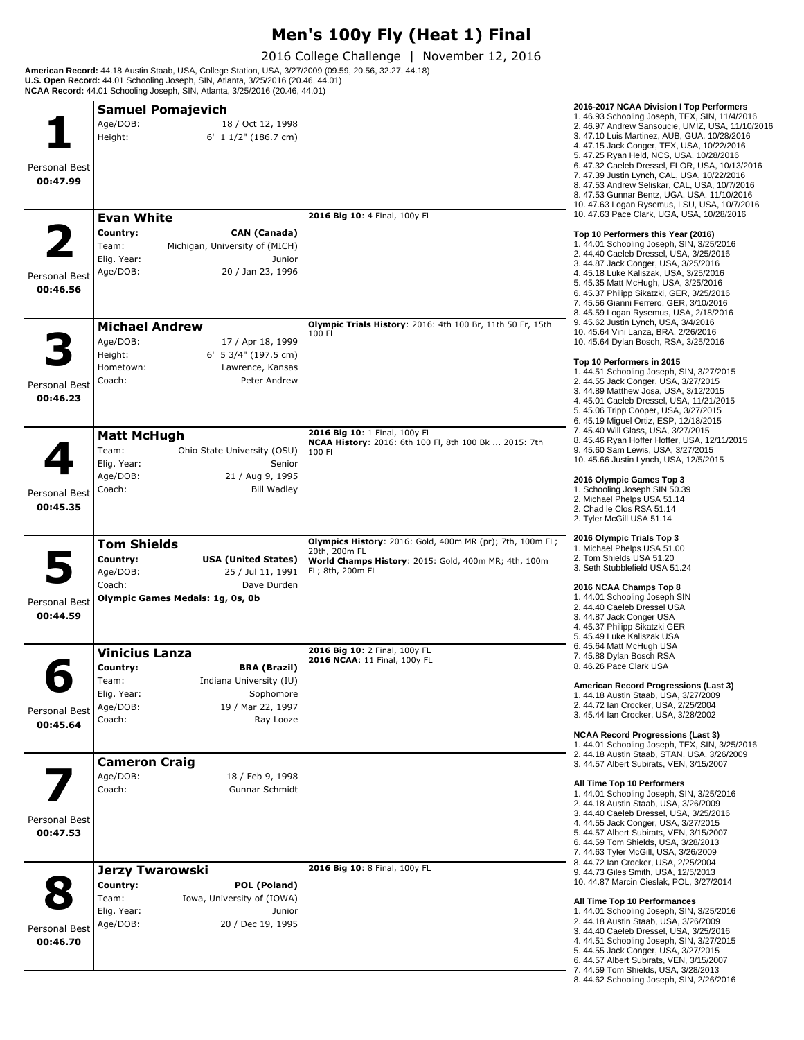# Men's 100y Fly (Heat 1) Final

2016 College Challenge | November 12, 2016

**American Record:** 44.18 Austin Staab, USA, College Station, USA, 3/27/2009 (09.59, 20.56, 32.27, 44.18)
**U.S. Open Record:** 44.01 Schooling Joseph, SIN, Atlanta, 3/25/2016 (20.46, 44.01)
**NCAA Record:** 44.01 Schooling Joseph, SIN, Atlanta, 3/25/2016 (20.46, 44.01)

| Lane | Swimmer | Details |
|---|---|---|
| **1**<br>Personal Best **00:47.99** | **Samuel Pomajevich**<br>Age/DOB: 18 / Oct 12, 1998<br>Height: 6' 1 1/2" (186.7 cm) | |
| **2**<br>Personal Best **00:46.56** | **Evan White**<br>**Country:** **CAN (Canada)**<br>Team: Michigan, University of (MICH)<br>Elig. Year: Junior<br>Age/DOB: 20 / Jan 23, 1996 | **2016 Big 10**: 4 Final, 100y FL |
| **3**<br>Personal Best **00:46.23** | **Michael Andrew**<br>Age/DOB: 17 / Apr 18, 1999<br>Height: 6' 5 3/4" (197.5 cm)<br>Hometown: Lawrence, Kansas<br>Coach: Peter Andrew | **Olympic Trials History**: 2016: 4th 100 Br, 11th 50 Fr, 15th 100 Fl |
| **4**<br>Personal Best **00:45.35** | **Matt McHugh**<br>Team: Ohio State University (OSU)<br>Elig. Year: Senior<br>Age/DOB: 21 / Aug 9, 1995<br>Coach: Bill Wadley | **2016 Big 10**: 1 Final, 100y FL<br>**NCAA History**: 2016: 6th 100 Fl, 8th 100 Bk ... 2015: 7th 100 Fl |
| **5**<br>Personal Best **00:44.59** | **Tom Shields**<br>**Country:** **USA (United States)**<br>Age/DOB: 25 / Jul 11, 1991<br>Coach: Dave Durden<br>**Olympic Games Medals: 1g, 0s, 0b** | **Olympics History**: 2016: Gold, 400m MR (pr); 7th, 100m FL; 20th, 200m FL<br>**World Champs History**: 2015: Gold, 400m MR; 4th, 100m FL; 8th, 200m FL |
| **6**<br>Personal Best **00:45.64** | **Vinicius Lanza**<br>**Country:** **BRA (Brazil)**<br>Team: Indiana University (IU)<br>Elig. Year: Sophomore<br>Age/DOB: 19 / Mar 22, 1997<br>Coach: Ray Looze | **2016 Big 10**: 2 Final, 100y FL<br>**2016 NCAA**: 11 Final, 100y FL |
| **7**<br>Personal Best **00:47.53** | **Cameron Craig**<br>Age/DOB: 18 / Feb 9, 1998<br>Coach: Gunnar Schmidt | |
| **8**<br>Personal Best **00:46.70** | **Jerzy Twarowski**<br>**Country:** **POL (Poland)**<br>Team: Iowa, University of (IOWA)<br>Elig. Year: Junior<br>Age/DOB: 20 / Dec 19, 1995 | **2016 Big 10**: 8 Final, 100y FL |

**2016-2017 NCAA Division I Top Performers**
1. 46.93 Schooling Joseph, TEX, SIN, 11/4/2016
2. 46.97 Andrew Sansoucie, UMIZ, USA, 11/10/2016
3. 47.10 Luis Martinez, AUB, GUA, 10/28/2016
4. 47.15 Jack Conger, TEX, USA, 10/22/2016
5. 47.25 Ryan Held, NCS, USA, 10/28/2016
6. 47.32 Caeleb Dressel, FLOR, USA, 10/13/2016
7. 47.39 Justin Lynch, CAL, USA, 10/22/2016
8. 47.53 Andrew Seliskar, CAL, USA, 10/7/2016
8. 47.53 Gunnar Bentz, UGA, USA, 11/10/2016
10. 47.63 Logan Rysemus, LSU, USA, 10/7/2016
10. 47.63 Pace Clark, UGA, USA, 10/28/2016

**Top 10 Performers this Year (2016)**
1. 44.01 Schooling Joseph, SIN, 3/25/2016
2. 44.40 Caeleb Dressel, USA, 3/25/2016
3. 44.87 Jack Conger, USA, 3/25/2016
4. 45.18 Luke Kaliszak, USA, 3/25/2016
5. 45.35 Matt McHugh, USA, 3/25/2016
6. 45.37 Philipp Sikatzki, GER, 3/25/2016
7. 45.56 Gianni Ferrero, GER, 3/10/2016
8. 45.59 Logan Rysemus, USA, 2/18/2016
9. 45.62 Justin Lynch, USA, 3/4/2016
10. 45.64 Vini Lanza, BRA, 2/26/2016
10. 45.64 Dylan Bosch, RSA, 3/25/2016

**Top 10 Performers in 2015**
1. 44.51 Schooling Joseph, SIN, 3/27/2015
2. 44.55 Jack Conger, USA, 3/27/2015
3. 44.89 Matthew Josa, USA, 3/12/2015
4. 45.01 Caeleb Dressel, USA, 11/21/2015
5. 45.06 Tripp Cooper, USA, 3/27/2015
6. 45.19 Miguel Ortiz, ESP, 12/18/2015
7. 45.40 Will Glass, USA, 3/27/2015
8. 45.46 Ryan Hoffer Hoffer, USA, 12/11/2015
9. 45.60 Sam Lewis, USA, 3/27/2015
10. 45.66 Justin Lynch, USA, 12/5/2015

**2016 Olympic Games Top 3**
1. Schooling Joseph SIN 50.39
2. Michael Phelps USA 51.14
2. Chad le Clos RSA 51.14
2. Tyler McGill USA 51.14

**2016 Olympic Trials Top 3**
1. Michael Phelps USA 51.00
2. Tom Shields USA 51.20
3. Seth Stubblefield USA 51.24

**2016 NCAA Champs Top 8**
1. 44.01 Schooling Joseph SIN
2. 44.40 Caeleb Dressel USA
3. 44.87 Jack Conger USA
4. 45.37 Philipp Sikatzki GER
5. 45.49 Luke Kaliszak USA
6. 45.64 Matt McHugh USA
7. 45.88 Dylan Bosch RSA
8. 46.26 Pace Clark USA

**American Record Progressions (Last 3)**
1. 44.18 Austin Staab, USA, 3/27/2009
2. 44.72 Ian Crocker, USA, 2/25/2004
3. 45.44 Ian Crocker, USA, 3/28/2002

**NCAA Record Progressions (Last 3)**
1. 44.01 Schooling Joseph, TEX, SIN, 3/25/2016
2. 44.18 Austin Staab, STAN, USA, 3/26/2009
3. 44.57 Albert Subirats, VEN, 3/15/2007

**All Time Top 10 Performers**
1. 44.01 Schooling Joseph, SIN, 3/25/2016
2. 44.18 Austin Staab, USA, 3/26/2009
3. 44.40 Caeleb Dressel, USA, 3/25/2016
4. 44.55 Jack Conger, USA, 3/27/2015
5. 44.57 Albert Subirats, VEN, 3/15/2007
6. 44.59 Tom Shields, USA, 3/28/2013
7. 44.63 Tyler McGill, USA, 3/26/2009
8. 44.72 Ian Crocker, USA, 2/25/2004
9. 44.73 Giles Smith, USA, 12/5/2013
10. 44.87 Marcin Cieslak, POL, 3/27/2014

**All Time Top 10 Performances**
1. 44.01 Schooling Joseph, SIN, 3/25/2016
2. 44.18 Austin Staab, USA, 3/26/2009
3. 44.40 Caeleb Dressel, USA, 3/25/2016
4. 44.51 Schooling Joseph, SIN, 3/27/2015
5. 44.55 Jack Conger, USA, 3/27/2015
6. 44.57 Albert Subirats, VEN, 3/15/2007
7. 44.59 Tom Shields, USA, 3/28/2013
8. 44.62 Schooling Joseph, SIN, 2/26/2016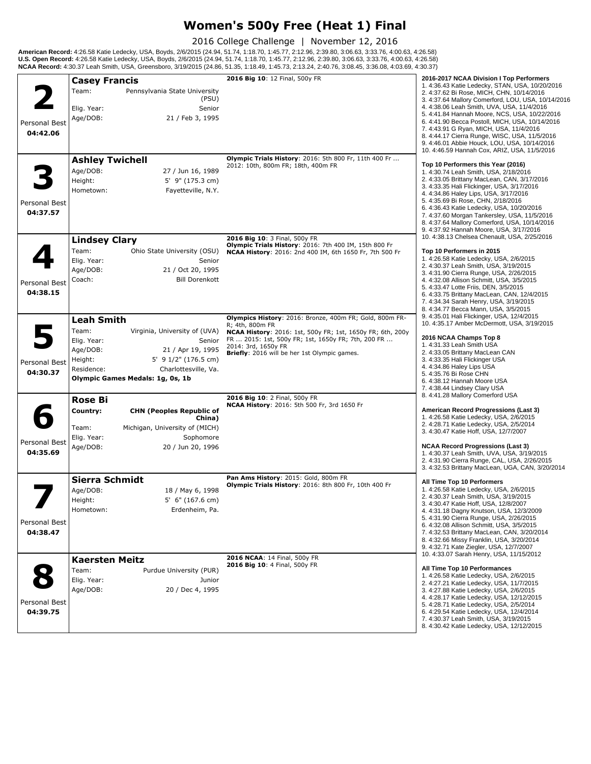# Women's 500y Free (Heat 1) Final

2016 College Challenge | November 12, 2016

**American Record:** 4:26.58 Katie Ledecky, USA, Boyds, 2/6/2015 (24.94, 51.74, 1:18.70, 1:45.77, 2:12.96, 2:39.80, 3:06.63, 3:33.76, 4:00.63, 4:26.58)
**U.S. Open Record:** 4:26.58 Katie Ledecky, USA, Boyds, 2/6/2015 (24.94, 51.74, 1:18.70, 1:45.77, 2:12.96, 2:39.80, 3:06.63, 3:33.76, 4:00.63, 4:26.58)
**NCAA Record:** 4:30.37 Leah Smith, USA, Greensboro, 3/19/2015 (24.86, 51.35, 1:18.49, 1:45.73, 2:13.24, 2:40.76, 3:08.45, 3:36.08, 4:03.69, 4:30.37)

## Lane 2 — Casey Francis

- Team: Pennsylvania State University (PSU)
- Elig. Year: Senior
- Age/DOB: 21 / Feb 3, 1995
- Personal Best: 04:42.06

**2016 Big 10**: 12 Final, 500y FR

## Lane 3 — Ashley Twichell

- Age/DOB: 27 / Jun 16, 1989
- Height: 5' 9" (175.3 cm)
- Hometown: Fayetteville, N.Y.
- Personal Best: 04:37.57

**Olympic Trials History**: 2016: 5th 800 Fr, 11th 400 Fr ... 2012: 10th, 800m FR; 18th, 400m FR

## Lane 4 — Lindsey Clary

- Team: Ohio State University (OSU)
- Elig. Year: Senior
- Age/DOB: 21 / Oct 20, 1995
- Coach: Bill Dorenkott
- Personal Best: 04:38.15

**2016 Big 10**: 3 Final, 500y FR
**Olympic Trials History**: 2016: 7th 400 IM, 15th 800 Fr
**NCAA History**: 2016: 2nd 400 IM, 6th 1650 Fr, 7th 500 Fr

## Lane 5 — Leah Smith

- Team: Virginia, University of (UVA)
- Elig. Year: Senior
- Age/DOB: 21 / Apr 19, 1995
- Height: 5' 9 1/2" (176.5 cm)
- Residence: Charlottesville, Va.
- Personal Best: 04:30.37
- **Olympic Games Medals: 1g, 0s, 1b**

**Olympics History**: 2016: Bronze, 400m FR; Gold, 800m FR-R; 4th, 800m FR
**NCAA History**: 2016: 1st, 500y FR; 1st, 1650y FR; 6th, 200y FR ... 2015: 1st, 500y FR; 1st, 1650y FR; 7th, 200 FR ... 2014: 3rd, 1650y FR
**Briefly**: 2016 will be her 1st Olympic games.

## Lane 6 — Rose Bi

- **Country: CHN (Peoples Republic of China)**
- Team: Michigan, University of (MICH)
- Elig. Year: Sophomore
- Age/DOB: 20 / Jun 20, 1996
- Personal Best: 04:35.69

**2016 Big 10**: 2 Final, 500y FR
**NCAA History**: 2016: 5th 500 Fr, 3rd 1650 Fr

## Lane 7 — Sierra Schmidt

- Age/DOB: 18 / May 6, 1998
- Height: 5' 6" (167.6 cm)
- Hometown: Erdenheim, Pa.
- Personal Best: 04:38.47

**Pan Ams History**: 2015: Gold, 800m FR
**Olympic Trials History**: 2016: 8th 800 Fr, 10th 400 Fr

## Lane 8 — Kaersten Meitz

- Team: Purdue University (PUR)
- Elig. Year: Junior
- Age/DOB: 20 / Dec 4, 1995
- Personal Best: 04:39.75

**2016 NCAA**: 14 Final, 500y FR
**2016 Big 10**: 4 Final, 500y FR

---

**2016-2017 NCAA Division I Top Performers**
1. 4:36.43 Katie Ledecky, STAN, USA, 10/20/2016
2. 4:37.62 Bi Rose, MICH, CHN, 10/14/2016
3. 4:37.64 Mallory Comerford, LOU, USA, 10/14/2016
4. 4:38.06 Leah Smith, UVA, USA, 11/4/2016
5. 4:41.84 Hannah Moore, NCS, USA, 10/22/2016
6. 4:41.90 Becca Postoll, MICH, USA, 10/14/2016
7. 4:43.91 G Ryan, MICH, USA, 11/4/2016
8. 4:44.17 Cierra Runge, WISC, USA, 11/5/2016
9. 4:46.01 Abbie Houck, LOU, USA, 10/14/2016
10. 4:46.59 Hannah Cox, ARIZ, USA, 11/5/2016

**Top 10 Performers this Year (2016)**
1. 4:30.74 Leah Smith, USA, 2/18/2016
2. 4:33.05 Brittany MacLean, CAN, 3/17/2016
3. 4:33.35 Hali Flickinger, USA, 3/17/2016
4. 4:34.86 Haley Lips, USA, 3/17/2016
5. 4:35.69 Bi Rose, CHN, 2/18/2016
6. 4:36.43 Katie Ledecky, USA, 10/20/2016
7. 4:37.60 Morgan Tankersley, USA, 11/5/2016
8. 4:37.64 Mallory Comerford, USA, 10/14/2016
9. 4:37.92 Hannah Moore, USA, 3/17/2016
10. 4:38.13 Chelsea Chenault, USA, 2/25/2016

**Top 10 Performers in 2015**
1. 4:26.58 Katie Ledecky, USA, 2/6/2015
2. 4:30.37 Leah Smith, USA, 3/19/2015
3. 4:31.90 Cierra Runge, USA, 2/26/2015
4. 4:32.08 Allison Schmitt, USA, 3/5/2015
5. 4:33.47 Lotte Friis, DEN, 3/5/2015
6. 4:33.75 Brittany MacLean, CAN, 12/4/2015
7. 4:34.34 Sarah Henry, USA, 3/19/2015
8. 4:34.77 Becca Mann, USA, 3/5/2015
9. 4:35.01 Hali Flickinger, USA, 12/4/2015
10. 4:35.17 Amber McDermott, USA, 3/19/2015

**2016 NCAA Champs Top 8**
1. 4:31.33 Leah Smith USA
2. 4:33.05 Brittany MacLean CAN
3. 4:33.35 Hali Flickinger USA
4. 4:34.86 Haley Lips USA
5. 4:35.76 Bi Rose CHN
6. 4:38.12 Hannah Moore USA
7. 4:38.44 Lindsey Clary USA
8. 4:41.28 Mallory Comerford USA

**American Record Progressions (Last 3)**
1. 4:26.58 Katie Ledecky, USA, 2/6/2015
2. 4:28.71 Katie Ledecky, USA, 2/5/2014
3. 4:30.47 Katie Hoff, USA, 12/7/2007

**NCAA Record Progressions (Last 3)**
1. 4:30.37 Leah Smith, UVA, USA, 3/19/2015
2. 4:31.90 Cierra Runge, CAL, USA, 2/26/2015
3. 4:32.53 Brittany MacLean, UGA, CAN, 3/20/2014

**All Time Top 10 Performers**
1. 4:26.58 Katie Ledecky, USA, 2/6/2015
2. 4:30.37 Leah Smith, USA, 3/19/2015
3. 4:30.47 Katie Hoff, USA, 12/8/2007
4. 4:31.18 Dagny Knutson, USA, 12/3/2009
5. 4:31.90 Cierra Runge, USA, 2/26/2015
6. 4:32.08 Allison Schmitt, USA, 3/5/2015
7. 4:32.53 Brittany MacLean, CAN, 3/20/2014
8. 4:32.66 Missy Franklin, USA, 3/20/2014
9. 4:32.71 Kate Ziegler, USA, 12/7/2007
10. 4:33.07 Sarah Henry, USA, 11/15/2012

**All Time Top 10 Performances**
1. 4:26.58 Katie Ledecky, USA, 2/6/2015
2. 4:27.21 Katie Ledecky, USA, 11/7/2015
3. 4:27.88 Katie Ledecky, USA, 2/6/2015
4. 4:28.17 Katie Ledecky, USA, 12/12/2015
5. 4:28.71 Katie Ledecky, USA, 2/5/2014
6. 4:29.54 Katie Ledecky, USA, 12/4/2014
7. 4:30.37 Leah Smith, USA, 3/19/2015
8. 4:30.42 Katie Ledecky, USA, 12/12/2015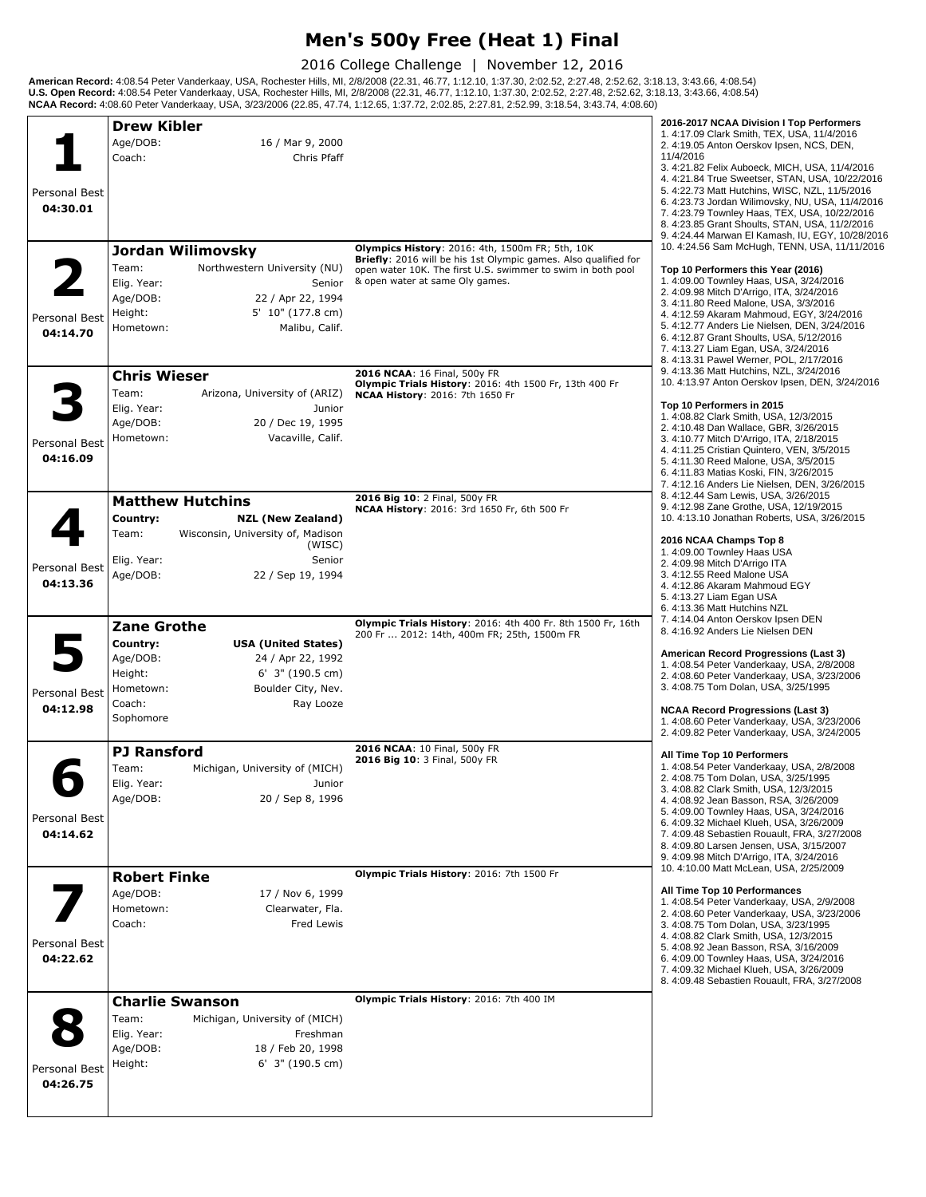# Men's 500y Free (Heat 1) Final

2016 College Challenge | November 12, 2016

**American Record:** 4:08.54 Peter Vanderkaay, USA, Rochester Hills, MI, 2/8/2008 (22.31, 46.77, 1:12.10, 1:37.30, 2:02.52, 2:27.48, 2:52.62, 3:18.13, 3:43.66, 4:08.54)
**U.S. Open Record:** 4:08.54 Peter Vanderkaay, USA, Rochester Hills, MI, 2/8/2008 (22.31, 46.77, 1:12.10, 1:37.30, 2:02.52, 2:27.48, 2:52.62, 3:18.13, 3:43.66, 4:08.54)
**NCAA Record:** 4:08.60 Peter Vanderkaay, USA, 3/23/2006 (22.85, 47.74, 1:12.65, 1:37.72, 2:02.85, 2:27.81, 2:52.99, 3:18.54, 3:43.74, 4:08.60)

## 1 — Drew Kibler

Personal Best **04:30.01**

- Age/DOB: 16 / Mar 9, 2000
- Coach: Chris Pfaff

## 2 — Jordan Wilimovsky

Personal Best **04:14.70**

- Team: Northwestern University (NU)
- Elig. Year: Senior
- Age/DOB: 22 / Apr 22, 1994
- Height: 5' 10" (177.8 cm)
- Hometown: Malibu, Calif.

**Olympics History**: 2016: 4th, 1500m FR; 5th, 10K
**Briefly**: 2016 will be his 1st Olympic games. Also qualified for open water 10K. The first U.S. swimmer to swim in both pool & open water at same Oly games.

## 3 — Chris Wieser

Personal Best **04:16.09**

- Team: Arizona, University of (ARIZ)
- Elig. Year: Junior
- Age/DOB: 20 / Dec 19, 1995
- Hometown: Vacaville, Calif.

**2016 NCAA**: 16 Final, 500y FR
**Olympic Trials History**: 2016: 4th 1500 Fr, 13th 400 Fr
**NCAA History**: 2016: 7th 1650 Fr

## 4 — Matthew Hutchins

Personal Best **04:13.36**

- Country: **NZL (New Zealand)**
- Team: Wisconsin, University of, Madison (WISC)
- Elig. Year: Senior
- Age/DOB: 22 / Sep 19, 1994

**2016 Big 10**: 2 Final, 500y FR
**NCAA History**: 2016: 3rd 1650 Fr, 6th 500 Fr

## 5 — Zane Grothe

Personal Best **04:12.98**

- Country: **USA (United States)**
- Age/DOB: 24 / Apr 22, 1992
- Height: 6' 3" (190.5 cm)
- Hometown: Boulder City, Nev.
- Coach: Ray Looze
- Sophomore

**Olympic Trials History**: 2016: 4th 400 Fr. 8th 1500 Fr, 16th 200 Fr ... 2012: 14th, 400m FR; 25th, 1500m FR

## 6 — PJ Ransford

Personal Best **04:14.62**

- Team: Michigan, University of (MICH)
- Elig. Year: Junior
- Age/DOB: 20 / Sep 8, 1996

**2016 NCAA**: 10 Final, 500y FR
**2016 Big 10**: 3 Final, 500y FR

## 7 — Robert Finke

Personal Best **04:22.62**

- Age/DOB: 17 / Nov 6, 1999
- Hometown: Clearwater, Fla.
- Coach: Fred Lewis

**Olympic Trials History**: 2016: 7th 1500 Fr

## 8 — Charlie Swanson

Personal Best **04:26.75**

- Team: Michigan, University of (MICH)
- Elig. Year: Freshman
- Age/DOB: 18 / Feb 20, 1998
- Height: 6' 3" (190.5 cm)

**Olympic Trials History**: 2016: 7th 400 IM

---

**2016-2017 NCAA Division I Top Performers**

1. 4:17.09 Clark Smith, TEX, USA, 11/4/2016
2. 4:19.05 Anton Oerskov Ipsen, NCS, DEN, 11/4/2016
3. 4:21.82 Felix Auboeck, MICH, USA, 11/4/2016
4. 4:21.84 True Sweetser, STAN, USA, 10/22/2016
5. 4:22.73 Matt Hutchins, WISC, NZL, 11/5/2016
6. 4:23.73 Jordan Wilimovsky, NU, USA, 11/4/2016
7. 4:23.79 Townley Haas, TEX, USA, 10/22/2016
8. 4:23.85 Grant Shoults, STAN, USA, 11/2/2016
9. 4:24.44 Marwan El Kamash, IU, EGY, 10/28/2016
10. 4:24.56 Sam McHugh, TENN, USA, 11/11/2016

**Top 10 Performers this Year (2016)**

1. 4:09.00 Townley Haas, USA, 3/24/2016
2. 4:09.98 Mitch D'Arrigo, ITA, 3/24/2016
3. 4:11.80 Reed Malone, USA, 3/3/2016
4. 4:12.59 Akaram Mahmoud, EGY, 3/24/2016
5. 4:12.77 Anders Lie Nielsen, DEN, 3/24/2016
6. 4:12.87 Grant Shoults, USA, 5/12/2016
7. 4:13.27 Liam Egan, USA, 3/24/2016
8. 4:13.31 Pawel Werner, POL, 2/17/2016
9. 4:13.36 Matt Hutchins, NZL, 3/24/2016
10. 4:13.97 Anton Oerskov Ipsen, DEN, 3/24/2016

**Top 10 Performers in 2015**

1. 4:08.82 Clark Smith, USA, 12/3/2015
2. 4:10.48 Dan Wallace, GBR, 3/26/2015
3. 4:10.77 Mitch D'Arrigo, ITA, 2/18/2015
4. 4:11.25 Cristian Quintero, VEN, 3/5/2015
5. 4:11.30 Reed Malone, USA, 3/5/2015
6. 4:11.83 Matias Koski, FIN, 3/26/2015
7. 4:12.16 Anders Lie Nielsen, DEN, 3/26/2015
8. 4:12.44 Sam Lewis, USA, 3/26/2015
9. 4:12.98 Zane Grothe, USA, 12/19/2015
10. 4:13.10 Jonathan Roberts, USA, 3/26/2015

**2016 NCAA Champs Top 8**

1. 4:09.00 Townley Haas USA
2. 4:09.98 Mitch D'Arrigo ITA
3. 4:12.55 Reed Malone USA
4. 4:12.86 Akaram Mahmoud EGY
5. 4:13.27 Liam Egan USA
6. 4:13.36 Matt Hutchins NZL
7. 4:14.04 Anton Oerskov Ipsen DEN
8. 4:16.92 Anders Lie Nielsen DEN

**American Record Progressions (Last 3)**

1. 4:08.54 Peter Vanderkaay, USA, 2/8/2008
2. 4:08.60 Peter Vanderkaay, USA, 3/23/2006
3. 4:08.75 Tom Dolan, USA, 3/25/1995

**NCAA Record Progressions (Last 3)**

1. 4:08.60 Peter Vanderkaay, USA, 3/23/2006
2. 4:09.82 Peter Vanderkaay, USA, 3/24/2005

**All Time Top 10 Performers**

1. 4:08.54 Peter Vanderkaay, USA, 2/8/2008
2. 4:08.75 Tom Dolan, USA, 3/25/1995
3. 4:08.82 Clark Smith, USA, 12/3/2015
4. 4:08.92 Jean Basson, RSA, 3/26/2009
5. 4:09.00 Townley Haas, USA, 3/24/2016
6. 4:09.32 Michael Klueh, USA, 3/26/2009
7. 4:09.48 Sebastien Rouault, FRA, 3/27/2008
8. 4:09.80 Larsen Jensen, USA, 3/15/2007
9. 4:09.98 Mitch D'Arrigo, ITA, 3/24/2016
10. 4:10.00 Matt McLean, USA, 2/25/2009

**All Time Top 10 Performances**

1. 4:08.54 Peter Vanderkaay, USA, 2/9/2008
2. 4:08.60 Peter Vanderkaay, USA, 3/23/2006
3. 4:08.75 Tom Dolan, USA, 3/23/1995
4. 4:08.82 Clark Smith, USA, 12/3/2015
5. 4:08.92 Jean Basson, RSA, 3/16/2009
6. 4:09.00 Townley Haas, USA, 3/24/2016
7. 4:09.32 Michael Klueh, USA, 3/26/2009
8. 4:09.48 Sebastien Rouault, FRA, 3/27/2008